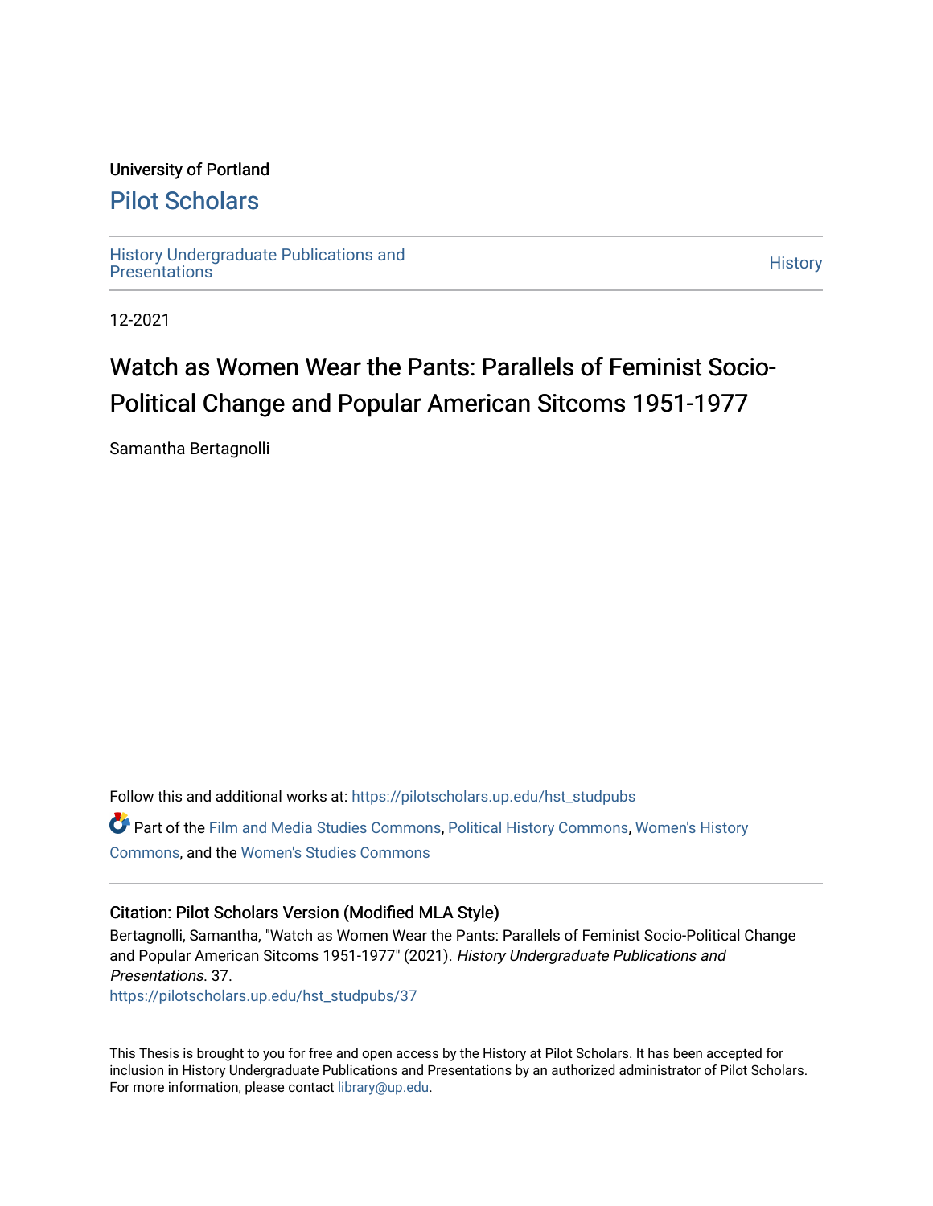University of Portland

# Pilot Scholars

History Undergraduate Publications and Presentations | History

12-2021

## Watch as Women Wear the Pants: Parallels of Feminist Socio-Political Change and Popular American Sitcoms 1951-1977

Samantha Bertagnolli

Follow this and additional works at: https://pilotscholars.up.edu/hst_studpubs

Part of the Film and Media Studies Commons, Political History Commons, Women's History Commons, and the Women's Studies Commons

### Citation: Pilot Scholars Version (Modified MLA Style)

Bertagnolli, Samantha, "Watch as Women Wear the Pants: Parallels of Feminist Socio-Political Change and Popular American Sitcoms 1951-1977" (2021). *History Undergraduate Publications and Presentations*. 37.
https://pilotscholars.up.edu/hst_studpubs/37

This Thesis is brought to you for free and open access by the History at Pilot Scholars. It has been accepted for inclusion in History Undergraduate Publications and Presentations by an authorized administrator of Pilot Scholars. For more information, please contact library@up.edu.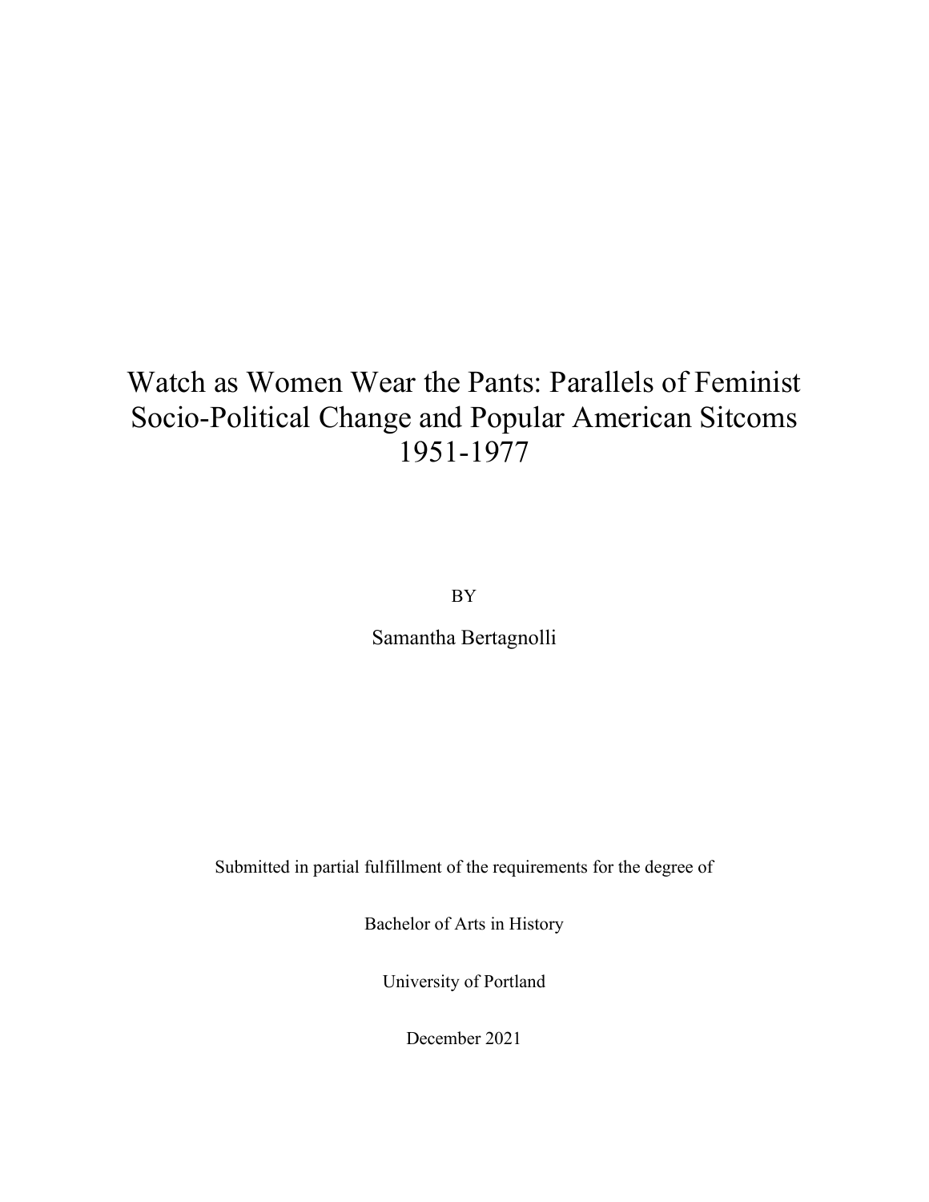# Watch as Women Wear the Pants: Parallels of Feminist Socio-Political Change and Popular American Sitcoms 1951-1977

BY

Samantha Bertagnolli

Submitted in partial fulfillment of the requirements for the degree of

Bachelor of Arts in History

University of Portland

December 2021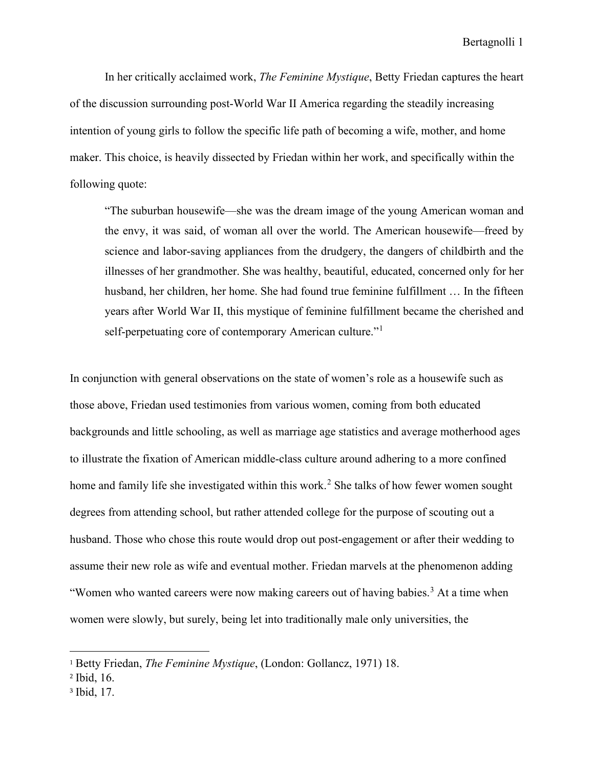In her critically acclaimed work, *The Feminine Mystique*, Betty Friedan captures the heart of the discussion surrounding post-World War II America regarding the steadily increasing intention of young girls to follow the specific life path of becoming a wife, mother, and home maker. This choice, is heavily dissected by Friedan within her work, and specifically within the following quote:

> "The suburban housewife—she was the dream image of the young American woman and the envy, it was said, of woman all over the world. The American housewife—freed by science and labor-saving appliances from the drudgery, the dangers of childbirth and the illnesses of her grandmother. She was healthy, beautiful, educated, concerned only for her husband, her children, her home. She had found true feminine fulfillment … In the fifteen years after World War II, this mystique of feminine fulfillment became the cherished and self-perpetuating core of contemporary American culture."[1]

In conjunction with general observations on the state of women's role as a housewife such as those above, Friedan used testimonies from various women, coming from both educated backgrounds and little schooling, as well as marriage age statistics and average motherhood ages to illustrate the fixation of American middle-class culture around adhering to a more confined home and family life she investigated within this work.[2] She talks of how fewer women sought degrees from attending school, but rather attended college for the purpose of scouting out a husband. Those who chose this route would drop out post-engagement or after their wedding to assume their new role as wife and eventual mother. Friedan marvels at the phenomenon adding "Women who wanted careers were now making careers out of having babies.[3] At a time when women were slowly, but surely, being let into traditionally male only universities, the

---

[1] Betty Friedan, *The Feminine Mystique*, (London: Gollancz, 1971) 18.

[2] Ibid, 16.

[3] Ibid, 17.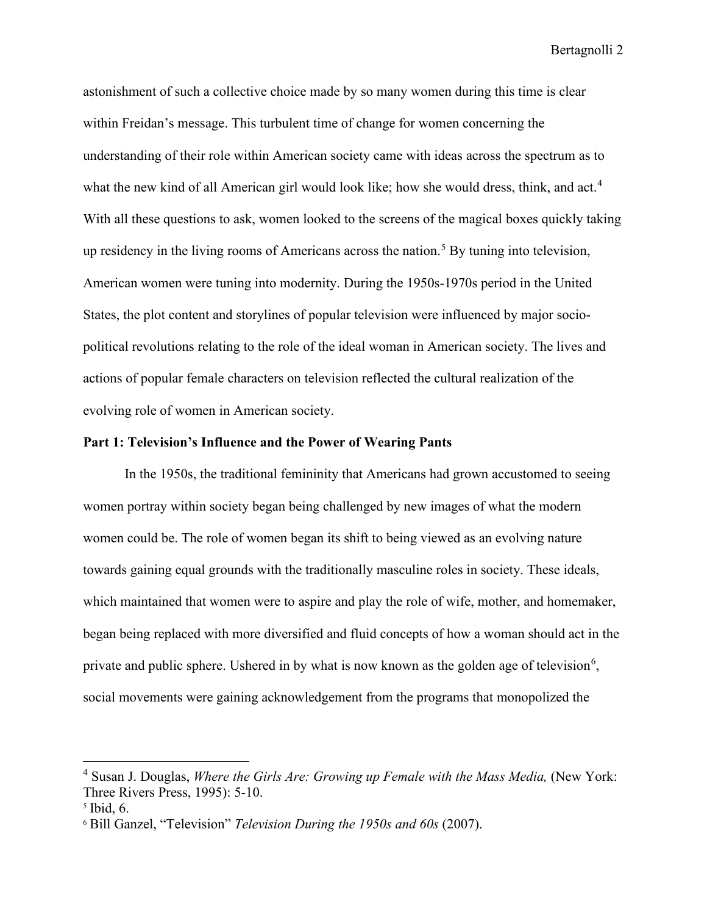astonishment of such a collective choice made by so many women during this time is clear within Freidan's message. This turbulent time of change for women concerning the understanding of their role within American society came with ideas across the spectrum as to what the new kind of all American girl would look like; how she would dress, think, and act.[4] With all these questions to ask, women looked to the screens of the magical boxes quickly taking up residency in the living rooms of Americans across the nation.[5] By tuning into television, American women were tuning into modernity. During the 1950s-1970s period in the United States, the plot content and storylines of popular television were influenced by major socio-political revolutions relating to the role of the ideal woman in American society. The lives and actions of popular female characters on television reflected the cultural realization of the evolving role of women in American society.

**Part 1: Television's Influence and the Power of Wearing Pants**

In the 1950s, the traditional femininity that Americans had grown accustomed to seeing women portray within society began being challenged by new images of what the modern women could be. The role of women began its shift to being viewed as an evolving nature towards gaining equal grounds with the traditionally masculine roles in society. These ideals, which maintained that women were to aspire and play the role of wife, mother, and homemaker, began being replaced with more diversified and fluid concepts of how a woman should act in the private and public sphere. Ushered in by what is now known as the golden age of television[6], social movements were gaining acknowledgement from the programs that monopolized the

---

[4] Susan J. Douglas, *Where the Girls Are: Growing up Female with the Mass Media,* (New York: Three Rivers Press, 1995): 5-10.

[5] Ibid, 6.

[6] Bill Ganzel, "Television" *Television During the 1950s and 60s* (2007).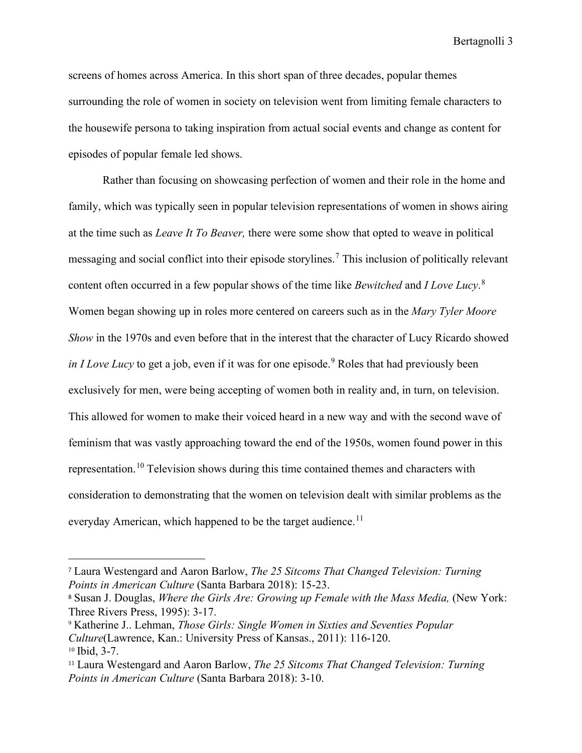screens of homes across America. In this short span of three decades, popular themes surrounding the role of women in society on television went from limiting female characters to the housewife persona to taking inspiration from actual social events and change as content for episodes of popular female led shows.

Rather than focusing on showcasing perfection of women and their role in the home and family, which was typically seen in popular television representations of women in shows airing at the time such as *Leave It To Beaver,* there were some show that opted to weave in political messaging and social conflict into their episode storylines.[7] This inclusion of politically relevant content often occurred in a few popular shows of the time like *Bewitched* and *I Love Lucy*.[8] Women began showing up in roles more centered on careers such as in the *Mary Tyler Moore Show* in the 1970s and even before that in the interest that the character of Lucy Ricardo showed *in I Love Lucy* to get a job, even if it was for one episode.[9] Roles that had previously been exclusively for men, were being accepting of women both in reality and, in turn, on television. This allowed for women to make their voiced heard in a new way and with the second wave of feminism that was vastly approaching toward the end of the 1950s, women found power in this representation.[10] Television shows during this time contained themes and characters with consideration to demonstrating that the women on television dealt with similar problems as the everyday American, which happened to be the target audience.[11]

---

[7] Laura Westengard and Aaron Barlow, *The 25 Sitcoms That Changed Television: Turning Points in American Culture* (Santa Barbara 2018): 15-23.

[8] Susan J. Douglas, *Where the Girls Are: Growing up Female with the Mass Media,* (New York: Three Rivers Press, 1995): 3-17.

[9] Katherine J.. Lehman, *Those Girls: Single Women in Sixties and Seventies Popular Culture*(Lawrence, Kan.: University Press of Kansas., 2011): 116-120.

[10] Ibid, 3-7.

[11] Laura Westengard and Aaron Barlow, *The 25 Sitcoms That Changed Television: Turning Points in American Culture* (Santa Barbara 2018): 3-10.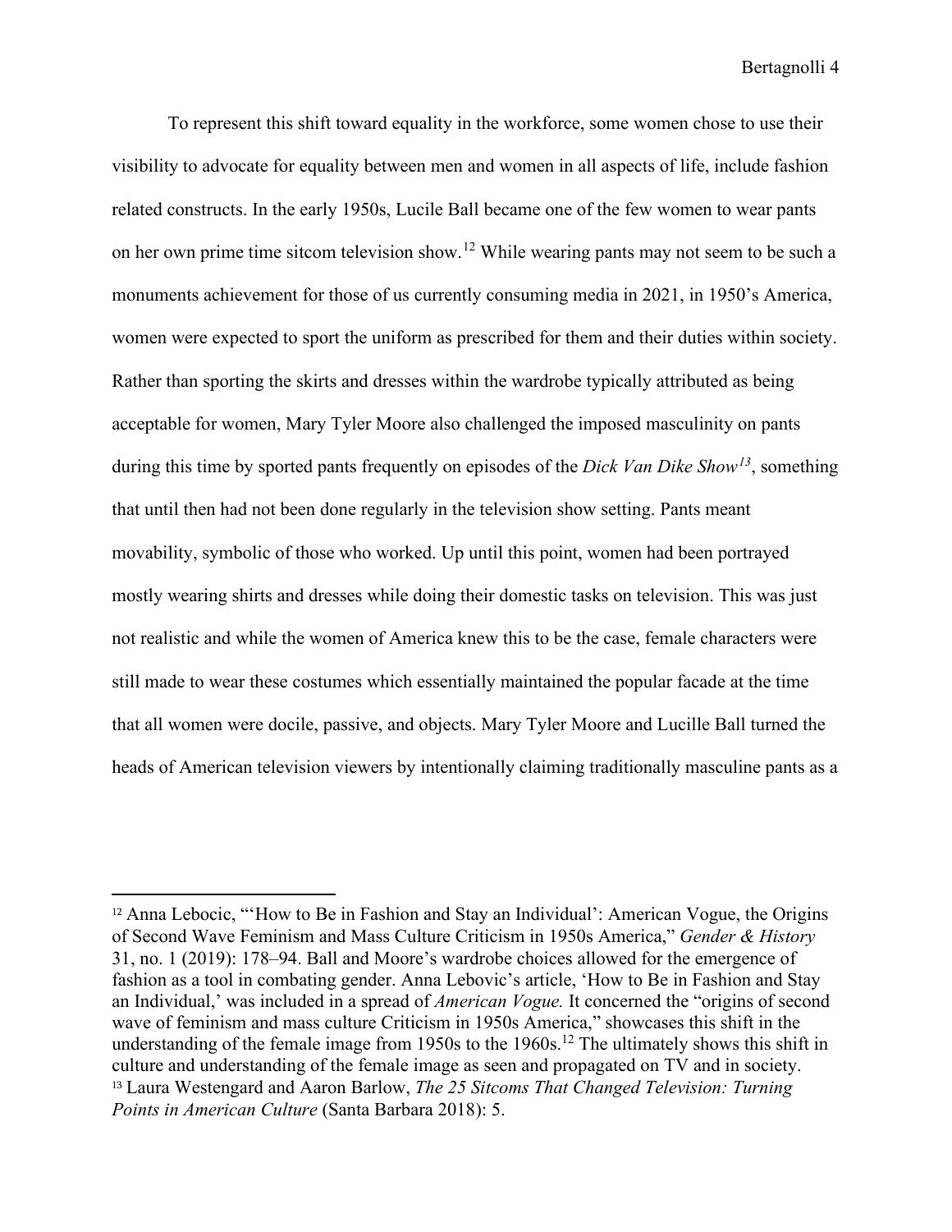To represent this shift toward equality in the workforce, some women chose to use their visibility to advocate for equality between men and women in all aspects of life, include fashion related constructs. In the early 1950s, Lucile Ball became one of the few women to wear pants on her own prime time sitcom television show.[12] While wearing pants may not seem to be such a monuments achievement for those of us currently consuming media in 2021, in 1950's America, women were expected to sport the uniform as prescribed for them and their duties within society. Rather than sporting the skirts and dresses within the wardrobe typically attributed as being acceptable for women, Mary Tyler Moore also challenged the imposed masculinity on pants during this time by sported pants frequently on episodes of the *Dick Van Dike Show*[13], something that until then had not been done regularly in the television show setting. Pants meant movability, symbolic of those who worked. Up until this point, women had been portrayed mostly wearing shirts and dresses while doing their domestic tasks on television. This was just not realistic and while the women of America knew this to be the case, female characters were still made to wear these costumes which essentially maintained the popular facade at the time that all women were docile, passive, and objects. Mary Tyler Moore and Lucille Ball turned the heads of American television viewers by intentionally claiming traditionally masculine pants as a

---

[12] Anna Lebocic, "'How to Be in Fashion and Stay an Individual': American Vogue, the Origins of Second Wave Feminism and Mass Culture Criticism in 1950s America," *Gender & History* 31, no. 1 (2019): 178–94. Ball and Moore's wardrobe choices allowed for the emergence of fashion as a tool in combating gender. Anna Lebovic's article, 'How to Be in Fashion and Stay an Individual,' was included in a spread of *American Vogue.* It concerned the "origins of second wave of feminism and mass culture Criticism in 1950s America," showcases this shift in the understanding of the female image from 1950s to the 1960s.[12] The ultimately shows this shift in culture and understanding of the female image as seen and propagated on TV and in society.

[13] Laura Westengard and Aaron Barlow, *The 25 Sitcoms That Changed Television: Turning Points in American Culture* (Santa Barbara 2018): 5.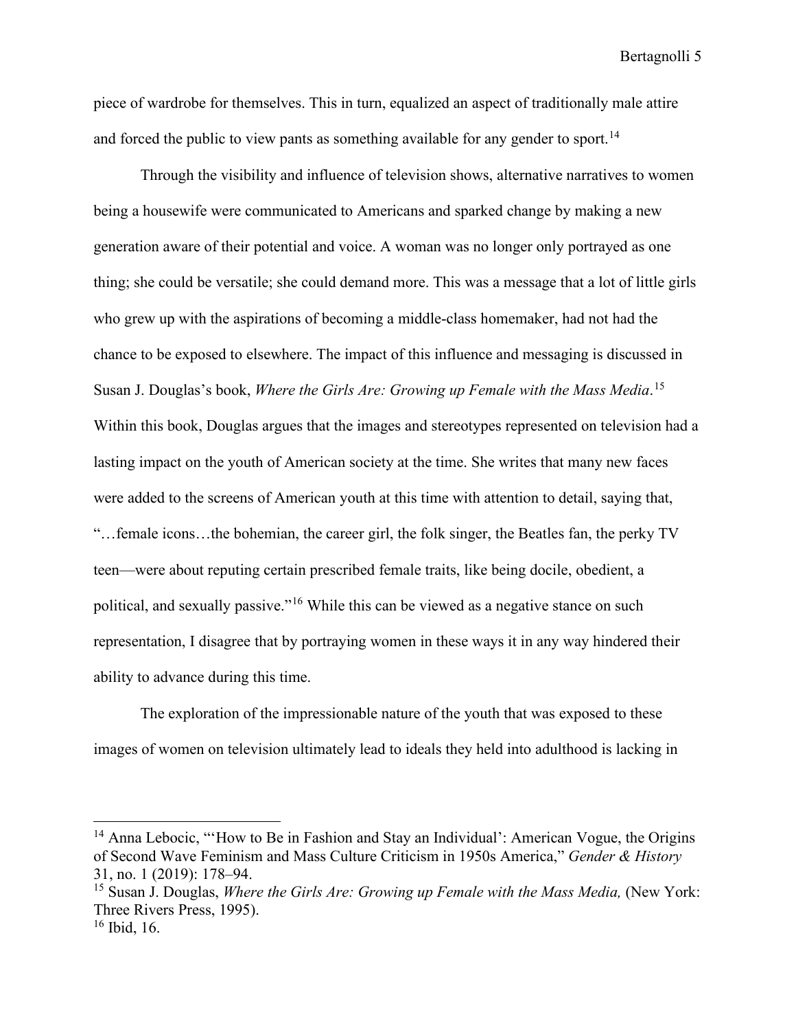piece of wardrobe for themselves. This in turn, equalized an aspect of traditionally male attire and forced the public to view pants as something available for any gender to sport.[14]

Through the visibility and influence of television shows, alternative narratives to women being a housewife were communicated to Americans and sparked change by making a new generation aware of their potential and voice. A woman was no longer only portrayed as one thing; she could be versatile; she could demand more. This was a message that a lot of little girls who grew up with the aspirations of becoming a middle-class homemaker, had not had the chance to be exposed to elsewhere. The impact of this influence and messaging is discussed in Susan J. Douglas's book, *Where the Girls Are: Growing up Female with the Mass Media*.[15] Within this book, Douglas argues that the images and stereotypes represented on television had a lasting impact on the youth of American society at the time. She writes that many new faces were added to the screens of American youth at this time with attention to detail, saying that, "…female icons…the bohemian, the career girl, the folk singer, the Beatles fan, the perky TV teen—were about reputing certain prescribed female traits, like being docile, obedient, a political, and sexually passive."[16] While this can be viewed as a negative stance on such representation, I disagree that by portraying women in these ways it in any way hindered their ability to advance during this time.

The exploration of the impressionable nature of the youth that was exposed to these images of women on television ultimately lead to ideals they held into adulthood is lacking in

---

[14] Anna Lebocic, "'How to Be in Fashion and Stay an Individual': American Vogue, the Origins of Second Wave Feminism and Mass Culture Criticism in 1950s America," *Gender & History* 31, no. 1 (2019): 178–94.

[15] Susan J. Douglas, *Where the Girls Are: Growing up Female with the Mass Media,* (New York: Three Rivers Press, 1995).

[16] Ibid, 16.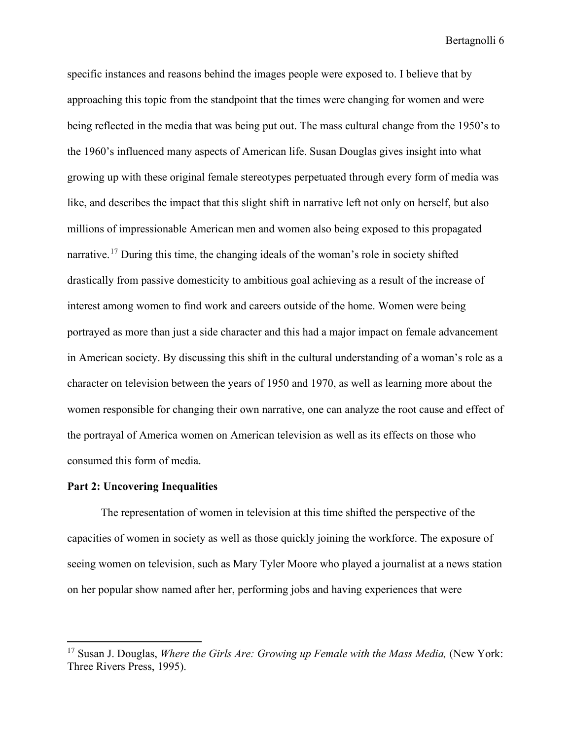specific instances and reasons behind the images people were exposed to. I believe that by approaching this topic from the standpoint that the times were changing for women and were being reflected in the media that was being put out. The mass cultural change from the 1950's to the 1960's influenced many aspects of American life. Susan Douglas gives insight into what growing up with these original female stereotypes perpetuated through every form of media was like, and describes the impact that this slight shift in narrative left not only on herself, but also millions of impressionable American men and women also being exposed to this propagated narrative.[17] During this time, the changing ideals of the woman's role in society shifted drastically from passive domesticity to ambitious goal achieving as a result of the increase of interest among women to find work and careers outside of the home. Women were being portrayed as more than just a side character and this had a major impact on female advancement in American society. By discussing this shift in the cultural understanding of a woman's role as a character on television between the years of 1950 and 1970, as well as learning more about the women responsible for changing their own narrative, one can analyze the root cause and effect of the portrayal of America women on American television as well as its effects on those who consumed this form of media.

**Part 2: Uncovering Inequalities**

The representation of women in television at this time shifted the perspective of the capacities of women in society as well as those quickly joining the workforce. The exposure of seeing women on television, such as Mary Tyler Moore who played a journalist at a news station on her popular show named after her, performing jobs and having experiences that were

---

[17] Susan J. Douglas, *Where the Girls Are: Growing up Female with the Mass Media,* (New York: Three Rivers Press, 1995).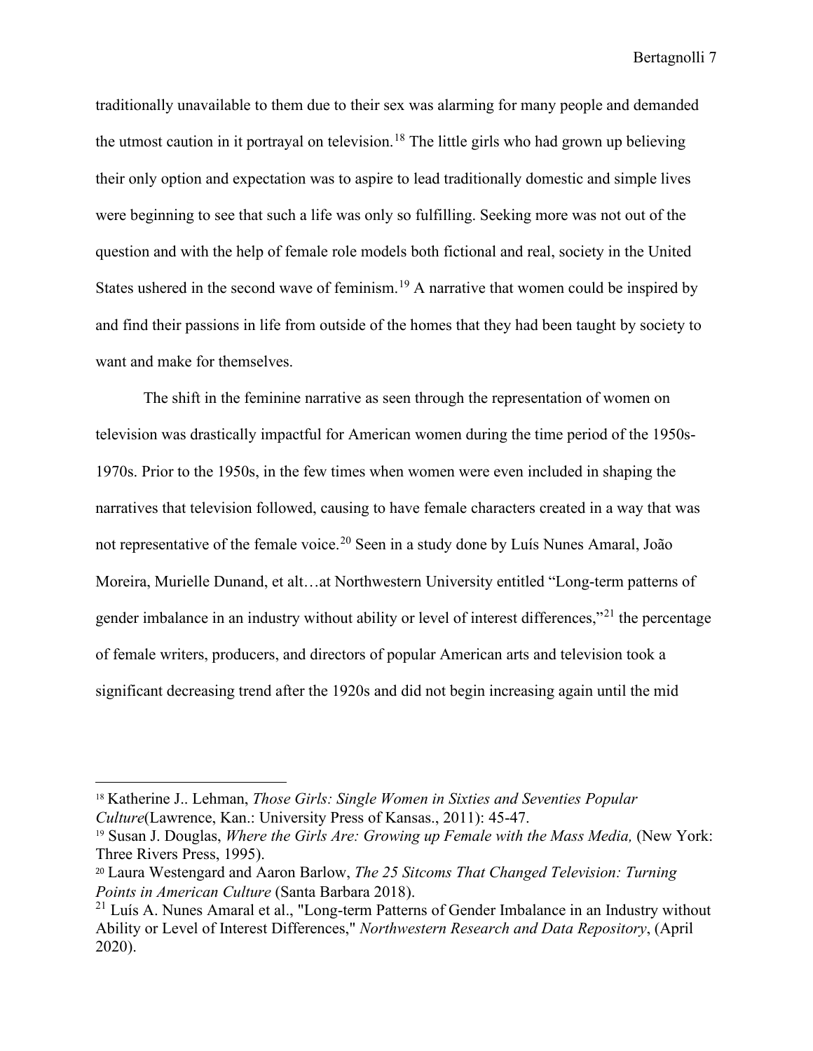traditionally unavailable to them due to their sex was alarming for many people and demanded the utmost caution in it portrayal on television.[18] The little girls who had grown up believing their only option and expectation was to aspire to lead traditionally domestic and simple lives were beginning to see that such a life was only so fulfilling. Seeking more was not out of the question and with the help of female role models both fictional and real, society in the United States ushered in the second wave of feminism.[19] A narrative that women could be inspired by and find their passions in life from outside of the homes that they had been taught by society to want and make for themselves.

The shift in the feminine narrative as seen through the representation of women on television was drastically impactful for American women during the time period of the 1950s-1970s. Prior to the 1950s, in the few times when women were even included in shaping the narratives that television followed, causing to have female characters created in a way that was not representative of the female voice.[20] Seen in a study done by Luís Nunes Amaral, João Moreira, Murielle Dunand, et alt…at Northwestern University entitled "Long-term patterns of gender imbalance in an industry without ability or level of interest differences,"[21] the percentage of female writers, producers, and directors of popular American arts and television took a significant decreasing trend after the 1920s and did not begin increasing again until the mid

---

[18] Katherine J.. Lehman, *Those Girls: Single Women in Sixties and Seventies Popular Culture*(Lawrence, Kan.: University Press of Kansas., 2011): 45-47.

[19] Susan J. Douglas, *Where the Girls Are: Growing up Female with the Mass Media,* (New York: Three Rivers Press, 1995).

[20] Laura Westengard and Aaron Barlow, *The 25 Sitcoms That Changed Television: Turning Points in American Culture* (Santa Barbara 2018).

[21] Luís A. Nunes Amaral et al., "Long-term Patterns of Gender Imbalance in an Industry without Ability or Level of Interest Differences," *Northwestern Research and Data Repository*, (April 2020).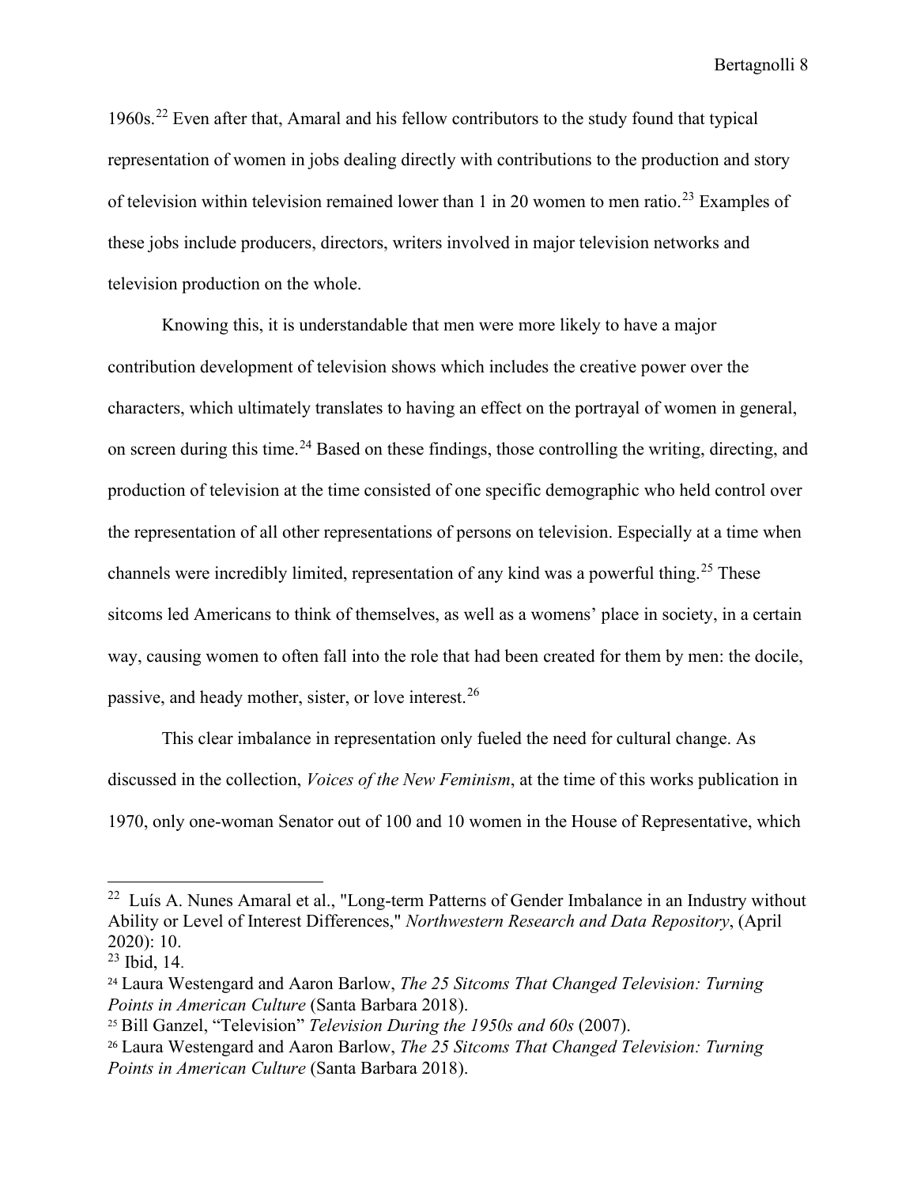1960s.[22] Even after that, Amaral and his fellow contributors to the study found that typical representation of women in jobs dealing directly with contributions to the production and story of television within television remained lower than 1 in 20 women to men ratio.[23] Examples of these jobs include producers, directors, writers involved in major television networks and television production on the whole.

Knowing this, it is understandable that men were more likely to have a major contribution development of television shows which includes the creative power over the characters, which ultimately translates to having an effect on the portrayal of women in general, on screen during this time.[24] Based on these findings, those controlling the writing, directing, and production of television at the time consisted of one specific demographic who held control over the representation of all other representations of persons on television. Especially at a time when channels were incredibly limited, representation of any kind was a powerful thing.[25] These sitcoms led Americans to think of themselves, as well as a womens' place in society, in a certain way, causing women to often fall into the role that had been created for them by men: the docile, passive, and heady mother, sister, or love interest.[26]

This clear imbalance in representation only fueled the need for cultural change. As discussed in the collection, *Voices of the New Feminism*, at the time of this works publication in 1970, only one-woman Senator out of 100 and 10 women in the House of Representative, which

---

[22] Luís A. Nunes Amaral et al., "Long-term Patterns of Gender Imbalance in an Industry without Ability or Level of Interest Differences," *Northwestern Research and Data Repository*, (April 2020): 10.

[23] Ibid, 14.

[24] Laura Westengard and Aaron Barlow, *The 25 Sitcoms That Changed Television: Turning Points in American Culture* (Santa Barbara 2018).

[25] Bill Ganzel, "Television" *Television During the 1950s and 60s* (2007).

[26] Laura Westengard and Aaron Barlow, *The 25 Sitcoms That Changed Television: Turning Points in American Culture* (Santa Barbara 2018).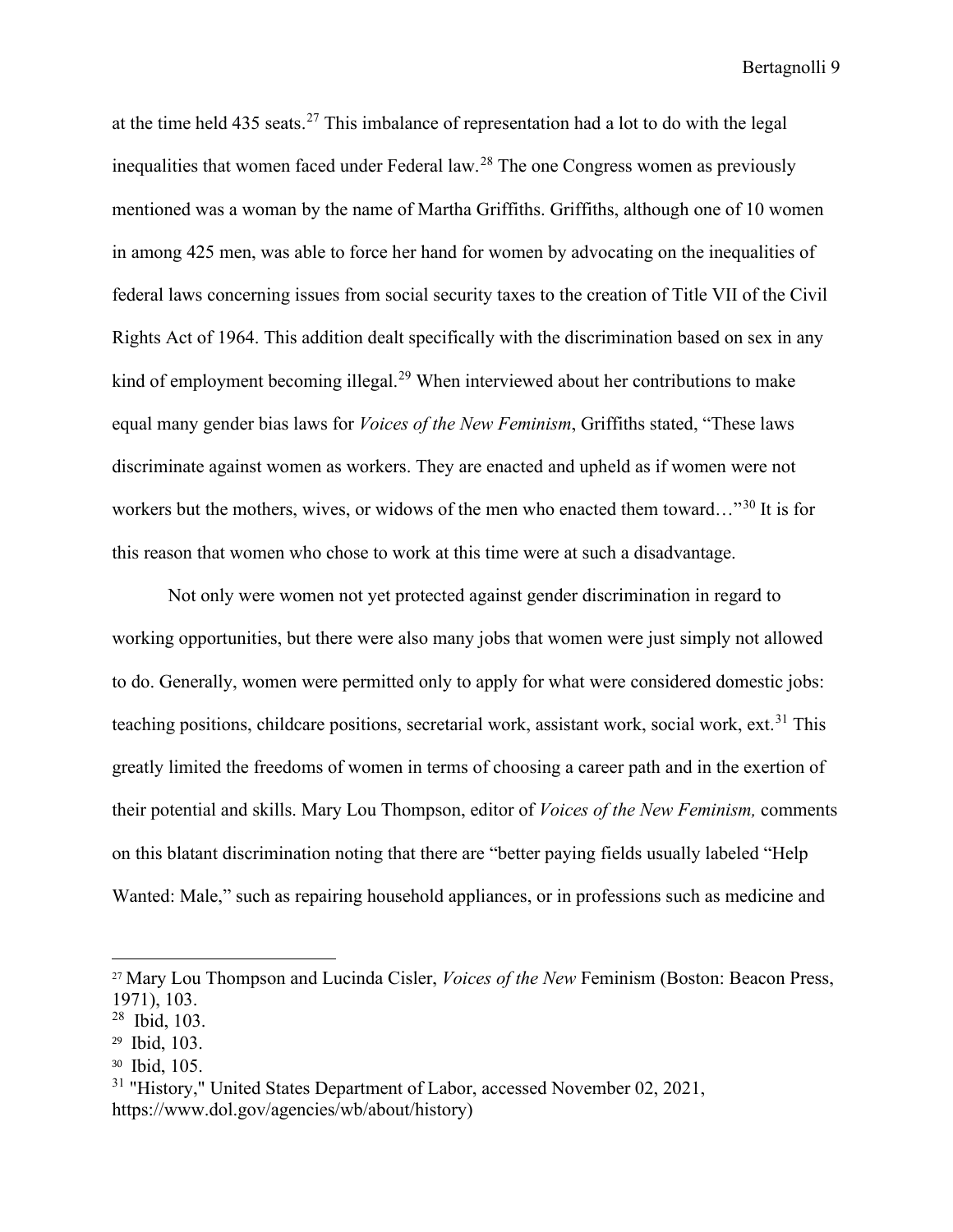at the time held 435 seats.[27] This imbalance of representation had a lot to do with the legal inequalities that women faced under Federal law.[28] The one Congress women as previously mentioned was a woman by the name of Martha Griffiths. Griffiths, although one of 10 women in among 425 men, was able to force her hand for women by advocating on the inequalities of federal laws concerning issues from social security taxes to the creation of Title VII of the Civil Rights Act of 1964. This addition dealt specifically with the discrimination based on sex in any kind of employment becoming illegal.[29] When interviewed about her contributions to make equal many gender bias laws for *Voices of the New Feminism*, Griffiths stated, "These laws discriminate against women as workers. They are enacted and upheld as if women were not workers but the mothers, wives, or widows of the men who enacted them toward…"[30] It is for this reason that women who chose to work at this time were at such a disadvantage.

Not only were women not yet protected against gender discrimination in regard to working opportunities, but there were also many jobs that women were just simply not allowed to do. Generally, women were permitted only to apply for what were considered domestic jobs: teaching positions, childcare positions, secretarial work, assistant work, social work, ext.[31] This greatly limited the freedoms of women in terms of choosing a career path and in the exertion of their potential and skills. Mary Lou Thompson, editor of *Voices of the New Feminism,* comments on this blatant discrimination noting that there are "better paying fields usually labeled "Help Wanted: Male," such as repairing household appliances, or in professions such as medicine and

---

[27] Mary Lou Thompson and Lucinda Cisler, *Voices of the New* Feminism (Boston: Beacon Press, 1971), 103.

[28] Ibid, 103.

[29] Ibid, 103.

[30] Ibid, 105.

[31] "History," United States Department of Labor, accessed November 02, 2021, https://www.dol.gov/agencies/wb/about/history)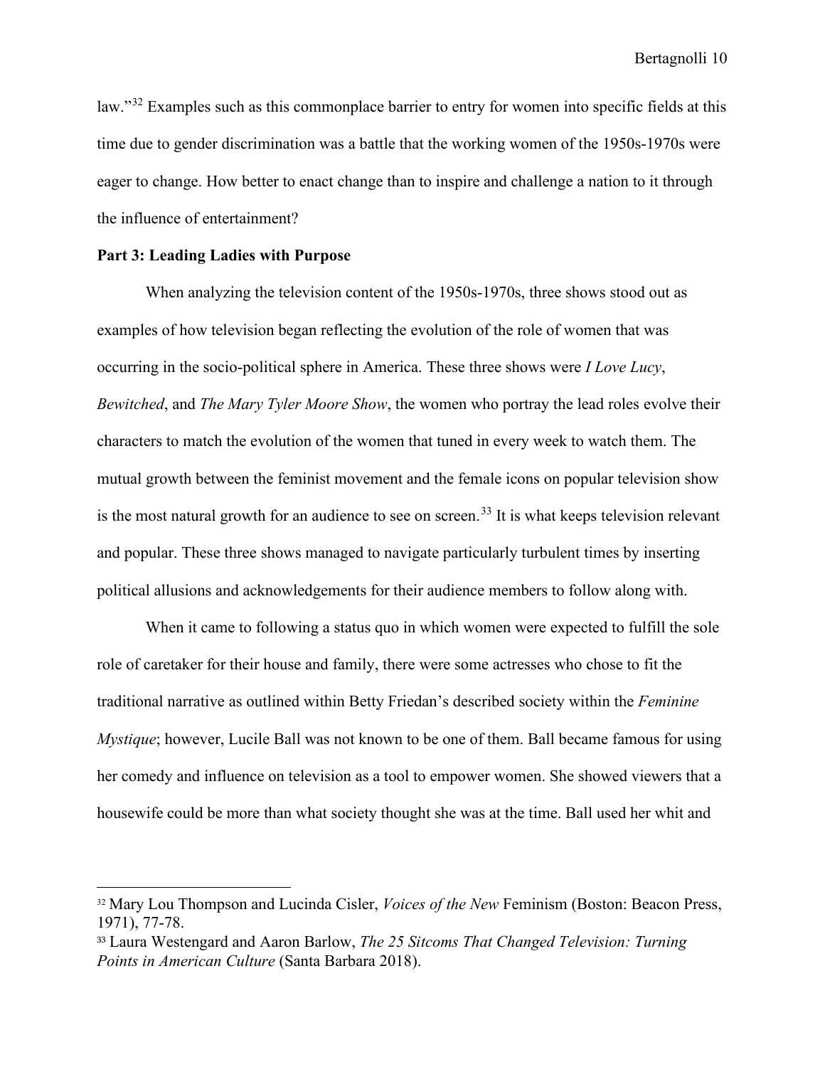law."[32] Examples such as this commonplace barrier to entry for women into specific fields at this time due to gender discrimination was a battle that the working women of the 1950s-1970s were eager to change. How better to enact change than to inspire and challenge a nation to it through the influence of entertainment?

**Part 3: Leading Ladies with Purpose**

When analyzing the television content of the 1950s-1970s, three shows stood out as examples of how television began reflecting the evolution of the role of women that was occurring in the socio-political sphere in America. These three shows were *I Love Lucy*, *Bewitched*, and *The Mary Tyler Moore Show*, the women who portray the lead roles evolve their characters to match the evolution of the women that tuned in every week to watch them. The mutual growth between the feminist movement and the female icons on popular television show is the most natural growth for an audience to see on screen.[33] It is what keeps television relevant and popular. These three shows managed to navigate particularly turbulent times by inserting political allusions and acknowledgements for their audience members to follow along with.

When it came to following a status quo in which women were expected to fulfill the sole role of caretaker for their house and family, there were some actresses who chose to fit the traditional narrative as outlined within Betty Friedan's described society within the *Feminine Mystique*; however, Lucile Ball was not known to be one of them. Ball became famous for using her comedy and influence on television as a tool to empower women. She showed viewers that a housewife could be more than what society thought she was at the time. Ball used her whit and

---

[32] Mary Lou Thompson and Lucinda Cisler, *Voices of the New* Feminism (Boston: Beacon Press, 1971), 77-78.

[33] Laura Westengard and Aaron Barlow, *The 25 Sitcoms That Changed Television: Turning Points in American Culture* (Santa Barbara 2018).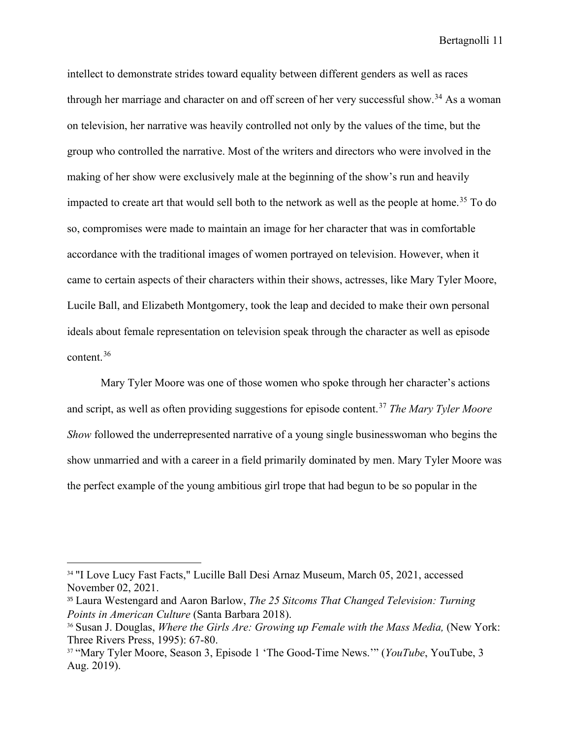intellect to demonstrate strides toward equality between different genders as well as races through her marriage and character on and off screen of her very successful show.[34] As a woman on television, her narrative was heavily controlled not only by the values of the time, but the group who controlled the narrative. Most of the writers and directors who were involved in the making of her show were exclusively male at the beginning of the show's run and heavily impacted to create art that would sell both to the network as well as the people at home.[35] To do so, compromises were made to maintain an image for her character that was in comfortable accordance with the traditional images of women portrayed on television. However, when it came to certain aspects of their characters within their shows, actresses, like Mary Tyler Moore, Lucile Ball, and Elizabeth Montgomery, took the leap and decided to make their own personal ideals about female representation on television speak through the character as well as episode content.[36]

Mary Tyler Moore was one of those women who spoke through her character's actions and script, as well as often providing suggestions for episode content.[37] *The Mary Tyler Moore Show* followed the underrepresented narrative of a young single businesswoman who begins the show unmarried and with a career in a field primarily dominated by men. Mary Tyler Moore was the perfect example of the young ambitious girl trope that had begun to be so popular in the

---

[34] "I Love Lucy Fast Facts," Lucille Ball Desi Arnaz Museum, March 05, 2021, accessed November 02, 2021.

[35] Laura Westengard and Aaron Barlow, *The 25 Sitcoms That Changed Television: Turning Points in American Culture* (Santa Barbara 2018).

[36] Susan J. Douglas, *Where the Girls Are: Growing up Female with the Mass Media,* (New York: Three Rivers Press, 1995): 67-80.

[37] "Mary Tyler Moore, Season 3, Episode 1 'The Good-Time News.'" (*YouTube*, YouTube, 3 Aug. 2019).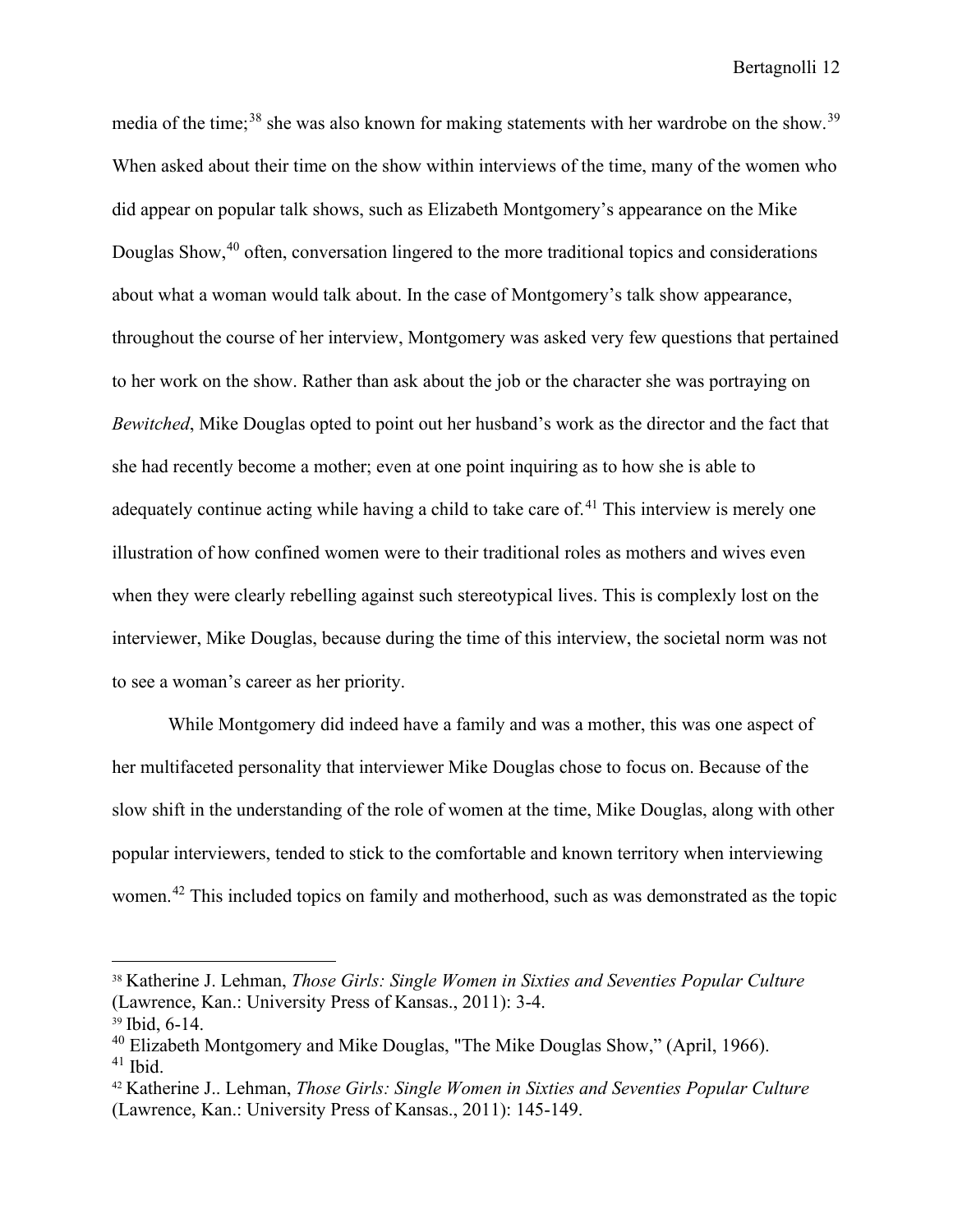media of the time;[38] she was also known for making statements with her wardrobe on the show.[39] When asked about their time on the show within interviews of the time, many of the women who did appear on popular talk shows, such as Elizabeth Montgomery's appearance on the Mike Douglas Show,[40] often, conversation lingered to the more traditional topics and considerations about what a woman would talk about. In the case of Montgomery's talk show appearance, throughout the course of her interview, Montgomery was asked very few questions that pertained to her work on the show. Rather than ask about the job or the character she was portraying on *Bewitched*, Mike Douglas opted to point out her husband's work as the director and the fact that she had recently become a mother; even at one point inquiring as to how she is able to adequately continue acting while having a child to take care of.[41] This interview is merely one illustration of how confined women were to their traditional roles as mothers and wives even when they were clearly rebelling against such stereotypical lives. This is complexly lost on the interviewer, Mike Douglas, because during the time of this interview, the societal norm was not to see a woman's career as her priority.

While Montgomery did indeed have a family and was a mother, this was one aspect of her multifaceted personality that interviewer Mike Douglas chose to focus on. Because of the slow shift in the understanding of the role of women at the time, Mike Douglas, along with other popular interviewers, tended to stick to the comfortable and known territory when interviewing women.[42] This included topics on family and motherhood, such as was demonstrated as the topic

---

[38] Katherine J. Lehman, *Those Girls: Single Women in Sixties and Seventies Popular Culture* (Lawrence, Kan.: University Press of Kansas., 2011): 3-4.

[39] Ibid, 6-14.

[40] Elizabeth Montgomery and Mike Douglas, "The Mike Douglas Show," (April, 1966).

[41] Ibid.

[42] Katherine J.. Lehman, *Those Girls: Single Women in Sixties and Seventies Popular Culture* (Lawrence, Kan.: University Press of Kansas., 2011): 145-149.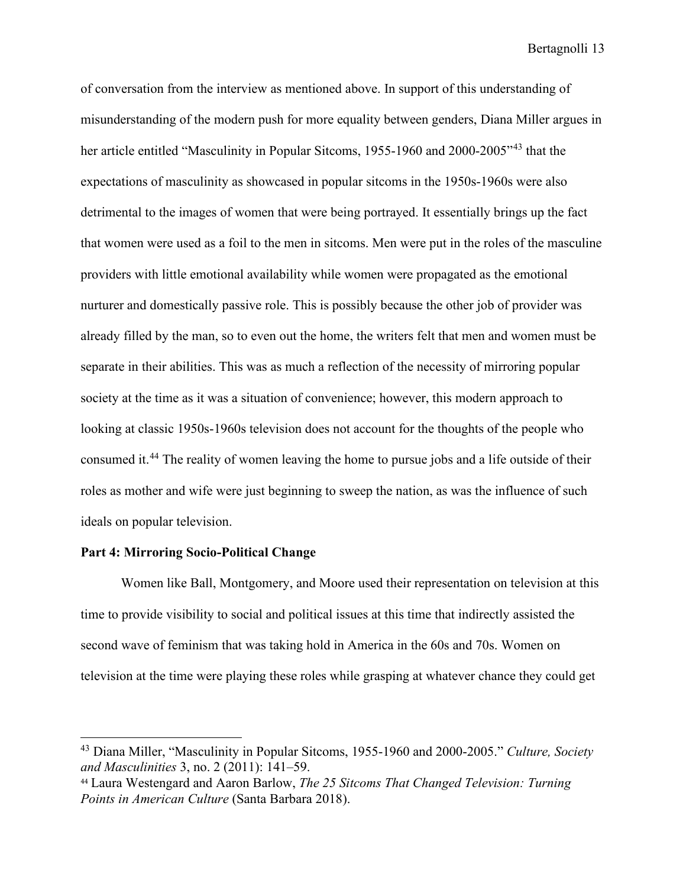of conversation from the interview as mentioned above. In support of this understanding of misunderstanding of the modern push for more equality between genders, Diana Miller argues in her article entitled "Masculinity in Popular Sitcoms, 1955-1960 and 2000-2005"[43] that the expectations of masculinity as showcased in popular sitcoms in the 1950s-1960s were also detrimental to the images of women that were being portrayed. It essentially brings up the fact that women were used as a foil to the men in sitcoms. Men were put in the roles of the masculine providers with little emotional availability while women were propagated as the emotional nurturer and domestically passive role. This is possibly because the other job of provider was already filled by the man, so to even out the home, the writers felt that men and women must be separate in their abilities. This was as much a reflection of the necessity of mirroring popular society at the time as it was a situation of convenience; however, this modern approach to looking at classic 1950s-1960s television does not account for the thoughts of the people who consumed it.[44] The reality of women leaving the home to pursue jobs and a life outside of their roles as mother and wife were just beginning to sweep the nation, as was the influence of such ideals on popular television.

**Part 4: Mirroring Socio-Political Change**

Women like Ball, Montgomery, and Moore used their representation on television at this time to provide visibility to social and political issues at this time that indirectly assisted the second wave of feminism that was taking hold in America in the 60s and 70s. Women on television at the time were playing these roles while grasping at whatever chance they could get

---

[43] Diana Miller, "Masculinity in Popular Sitcoms, 1955-1960 and 2000-2005." *Culture, Society and Masculinities* 3, no. 2 (2011): 141–59.

[44] Laura Westengard and Aaron Barlow, *The 25 Sitcoms That Changed Television: Turning Points in American Culture* (Santa Barbara 2018).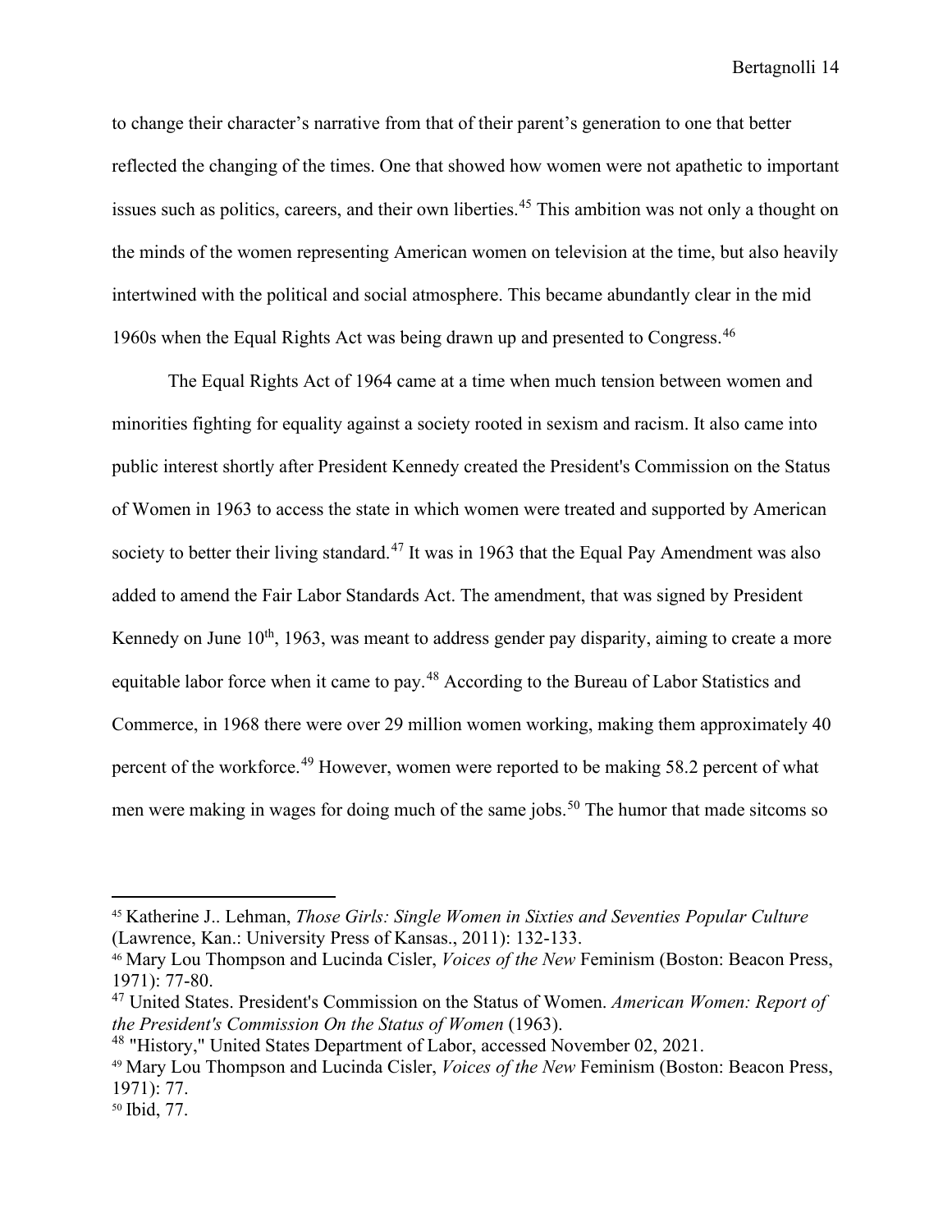to change their character's narrative from that of their parent's generation to one that better reflected the changing of the times. One that showed how women were not apathetic to important issues such as politics, careers, and their own liberties.[45] This ambition was not only a thought on the minds of the women representing American women on television at the time, but also heavily intertwined with the political and social atmosphere. This became abundantly clear in the mid 1960s when the Equal Rights Act was being drawn up and presented to Congress.[46]

The Equal Rights Act of 1964 came at a time when much tension between women and minorities fighting for equality against a society rooted in sexism and racism. It also came into public interest shortly after President Kennedy created the President's Commission on the Status of Women in 1963 to access the state in which women were treated and supported by American society to better their living standard.[47] It was in 1963 that the Equal Pay Amendment was also added to amend the Fair Labor Standards Act. The amendment, that was signed by President Kennedy on June 10th, 1963, was meant to address gender pay disparity, aiming to create a more equitable labor force when it came to pay.[48] According to the Bureau of Labor Statistics and Commerce, in 1968 there were over 29 million women working, making them approximately 40 percent of the workforce.[49] However, women were reported to be making 58.2 percent of what men were making in wages for doing much of the same jobs.[50] The humor that made sitcoms so

---

[45] Katherine J.. Lehman, *Those Girls: Single Women in Sixties and Seventies Popular Culture* (Lawrence, Kan.: University Press of Kansas., 2011): 132-133.

[46] Mary Lou Thompson and Lucinda Cisler, *Voices of the New* Feminism (Boston: Beacon Press, 1971): 77-80.

[47] United States. President's Commission on the Status of Women. *American Women: Report of the President's Commission On the Status of Women* (1963).

[48] "History," United States Department of Labor, accessed November 02, 2021.

[49] Mary Lou Thompson and Lucinda Cisler, *Voices of the New* Feminism (Boston: Beacon Press, 1971): 77.

[50] Ibid, 77.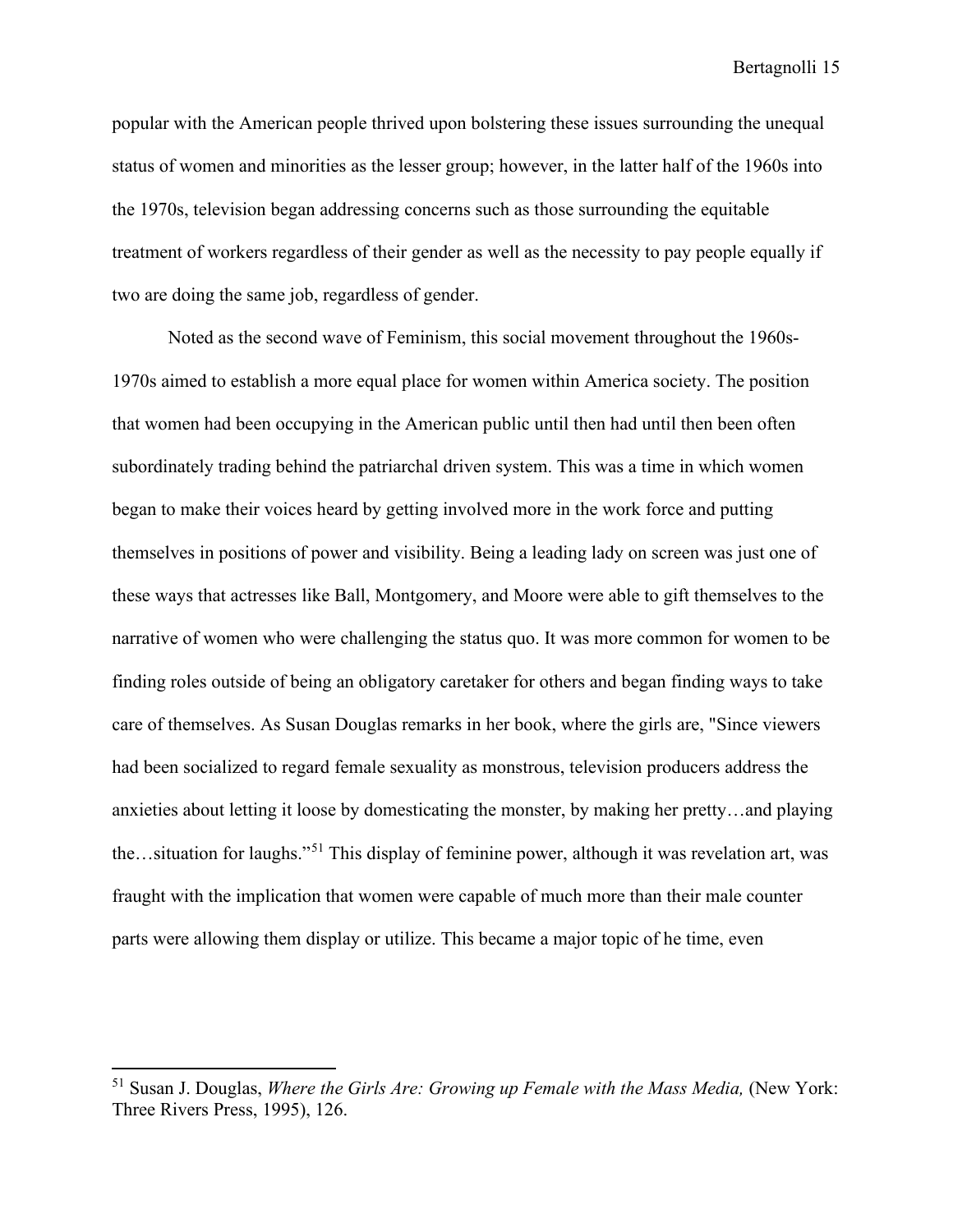popular with the American people thrived upon bolstering these issues surrounding the unequal status of women and minorities as the lesser group; however, in the latter half of the 1960s into the 1970s, television began addressing concerns such as those surrounding the equitable treatment of workers regardless of their gender as well as the necessity to pay people equally if two are doing the same job, regardless of gender.

Noted as the second wave of Feminism, this social movement throughout the 1960s-1970s aimed to establish a more equal place for women within America society. The position that women had been occupying in the American public until then had until then been often subordinately trading behind the patriarchal driven system. This was a time in which women began to make their voices heard by getting involved more in the work force and putting themselves in positions of power and visibility. Being a leading lady on screen was just one of these ways that actresses like Ball, Montgomery, and Moore were able to gift themselves to the narrative of women who were challenging the status quo. It was more common for women to be finding roles outside of being an obligatory caretaker for others and began finding ways to take care of themselves. As Susan Douglas remarks in her book, where the girls are, "Since viewers had been socialized to regard female sexuality as monstrous, television producers address the anxieties about letting it loose by domesticating the monster, by making her pretty…and playing the…situation for laughs."[51] This display of feminine power, although it was revelation art, was fraught with the implication that women were capable of much more than their male counter parts were allowing them display or utilize. This became a major topic of he time, even

[51] Susan J. Douglas, *Where the Girls Are: Growing up Female with the Mass Media,* (New York: Three Rivers Press, 1995), 126.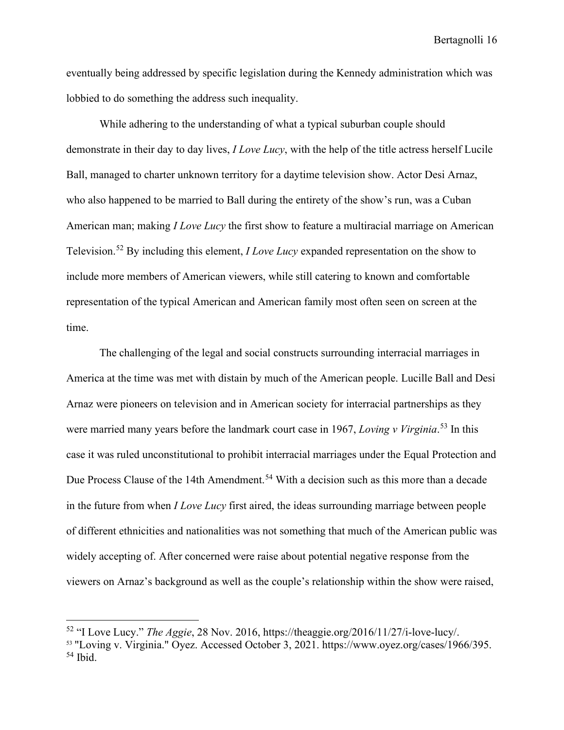eventually being addressed by specific legislation during the Kennedy administration which was lobbied to do something the address such inequality.

While adhering to the understanding of what a typical suburban couple should demonstrate in their day to day lives, *I Love Lucy*, with the help of the title actress herself Lucile Ball, managed to charter unknown territory for a daytime television show. Actor Desi Arnaz, who also happened to be married to Ball during the entirety of the show's run, was a Cuban American man; making *I Love Lucy* the first show to feature a multiracial marriage on American Television.[52] By including this element, *I Love Lucy* expanded representation on the show to include more members of American viewers, while still catering to known and comfortable representation of the typical American and American family most often seen on screen at the time.

The challenging of the legal and social constructs surrounding interracial marriages in America at the time was met with distain by much of the American people. Lucille Ball and Desi Arnaz were pioneers on television and in American society for interracial partnerships as they were married many years before the landmark court case in 1967, *Loving v Virginia*.[53] In this case it was ruled unconstitutional to prohibit interracial marriages under the Equal Protection and Due Process Clause of the 14th Amendment.[54] With a decision such as this more than a decade in the future from when *I Love Lucy* first aired, the ideas surrounding marriage between people of different ethnicities and nationalities was not something that much of the American public was widely accepting of. After concerned were raise about potential negative response from the viewers on Arnaz's background as well as the couple's relationship within the show were raised,

---

[52] "I Love Lucy." *The Aggie*, 28 Nov. 2016, https://theaggie.org/2016/11/27/i-love-lucy/.

[53] "Loving v. Virginia." Oyez. Accessed October 3, 2021. https://www.oyez.org/cases/1966/395.

[54] Ibid.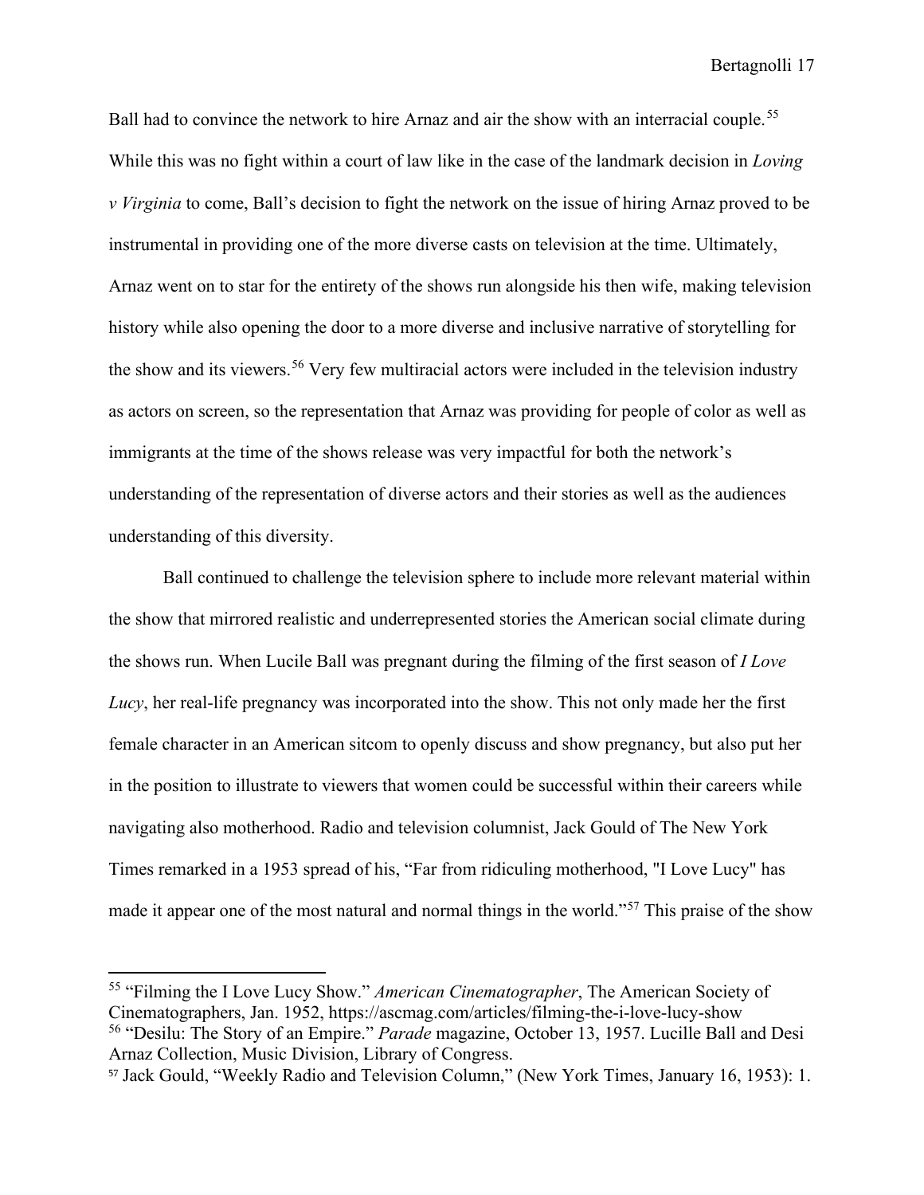Ball had to convince the network to hire Arnaz and air the show with an interracial couple.[55] While this was no fight within a court of law like in the case of the landmark decision in *Loving v Virginia* to come, Ball's decision to fight the network on the issue of hiring Arnaz proved to be instrumental in providing one of the more diverse casts on television at the time. Ultimately, Arnaz went on to star for the entirety of the shows run alongside his then wife, making television history while also opening the door to a more diverse and inclusive narrative of storytelling for the show and its viewers.[56] Very few multiracial actors were included in the television industry as actors on screen, so the representation that Arnaz was providing for people of color as well as immigrants at the time of the shows release was very impactful for both the network's understanding of the representation of diverse actors and their stories as well as the audiences understanding of this diversity.

Ball continued to challenge the television sphere to include more relevant material within the show that mirrored realistic and underrepresented stories the American social climate during the shows run. When Lucile Ball was pregnant during the filming of the first season of *I Love Lucy*, her real-life pregnancy was incorporated into the show. This not only made her the first female character in an American sitcom to openly discuss and show pregnancy, but also put her in the position to illustrate to viewers that women could be successful within their careers while navigating also motherhood. Radio and television columnist, Jack Gould of The New York Times remarked in a 1953 spread of his, "Far from ridiculing motherhood, "I Love Lucy" has made it appear one of the most natural and normal things in the world."[57] This praise of the show

---

[55] "Filming the I Love Lucy Show." *American Cinematographer*, The American Society of Cinematographers, Jan. 1952, https://ascmag.com/articles/filming-the-i-love-lucy-show

[56] "Desilu: The Story of an Empire." *Parade* magazine, October 13, 1957. Lucille Ball and Desi Arnaz Collection, Music Division, Library of Congress.

[57] Jack Gould, "Weekly Radio and Television Column," (New York Times, January 16, 1953): 1.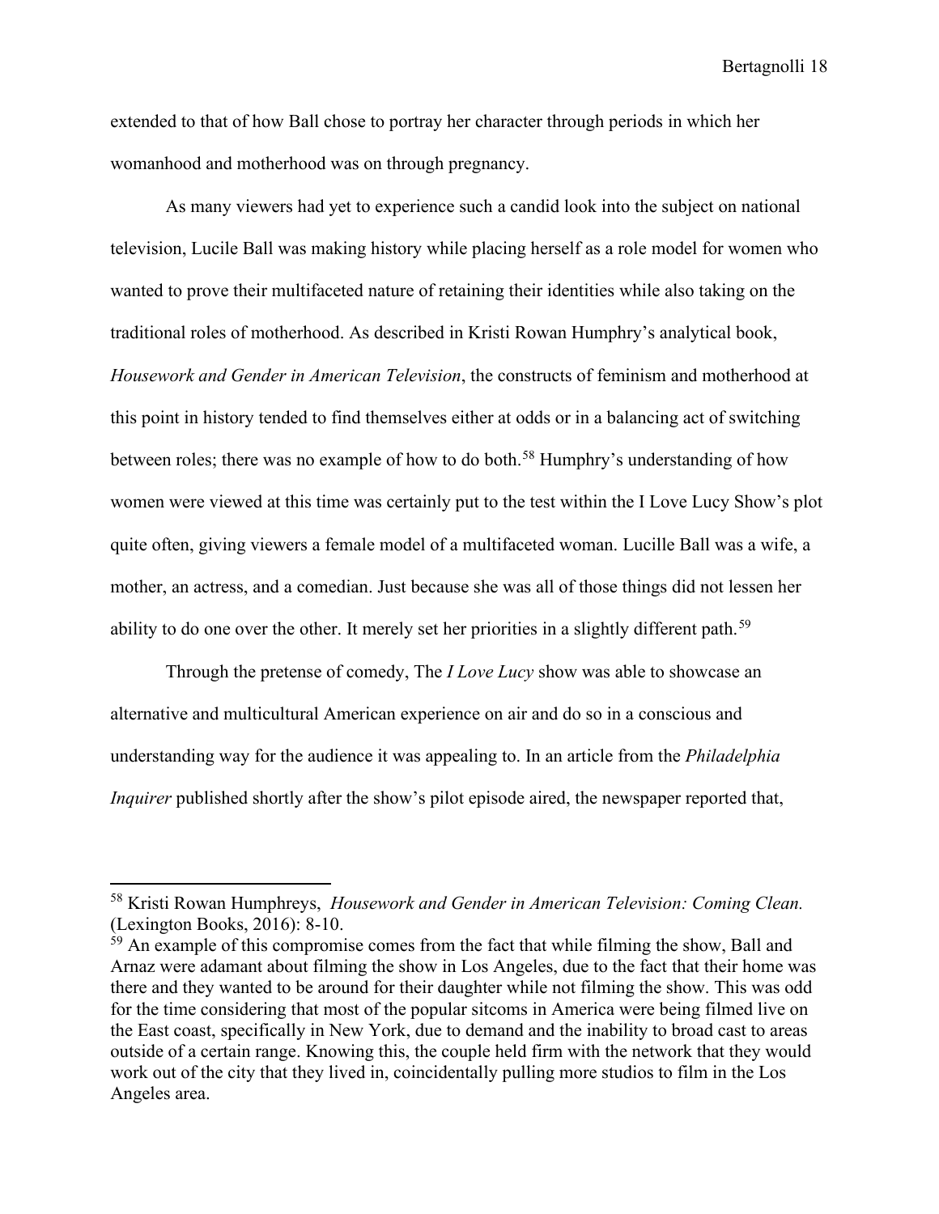extended to that of how Ball chose to portray her character through periods in which her womanhood and motherhood was on through pregnancy.

As many viewers had yet to experience such a candid look into the subject on national television, Lucile Ball was making history while placing herself as a role model for women who wanted to prove their multifaceted nature of retaining their identities while also taking on the traditional roles of motherhood. As described in Kristi Rowan Humphry's analytical book, *Housework and Gender in American Television*, the constructs of feminism and motherhood at this point in history tended to find themselves either at odds or in a balancing act of switching between roles; there was no example of how to do both.[58] Humphry's understanding of how women were viewed at this time was certainly put to the test within the I Love Lucy Show's plot quite often, giving viewers a female model of a multifaceted woman. Lucille Ball was a wife, a mother, an actress, and a comedian. Just because she was all of those things did not lessen her ability to do one over the other. It merely set her priorities in a slightly different path.[59]

Through the pretense of comedy, The *I Love Lucy* show was able to showcase an alternative and multicultural American experience on air and do so in a conscious and understanding way for the audience it was appealing to. In an article from the *Philadelphia Inquirer* published shortly after the show's pilot episode aired, the newspaper reported that,

---

[58] Kristi Rowan Humphreys, *Housework and Gender in American Television: Coming Clean.* (Lexington Books, 2016): 8-10.

[59] An example of this compromise comes from the fact that while filming the show, Ball and Arnaz were adamant about filming the show in Los Angeles, due to the fact that their home was there and they wanted to be around for their daughter while not filming the show. This was odd for the time considering that most of the popular sitcoms in America were being filmed live on the East coast, specifically in New York, due to demand and the inability to broad cast to areas outside of a certain range. Knowing this, the couple held firm with the network that they would work out of the city that they lived in, coincidentally pulling more studios to film in the Los Angeles area.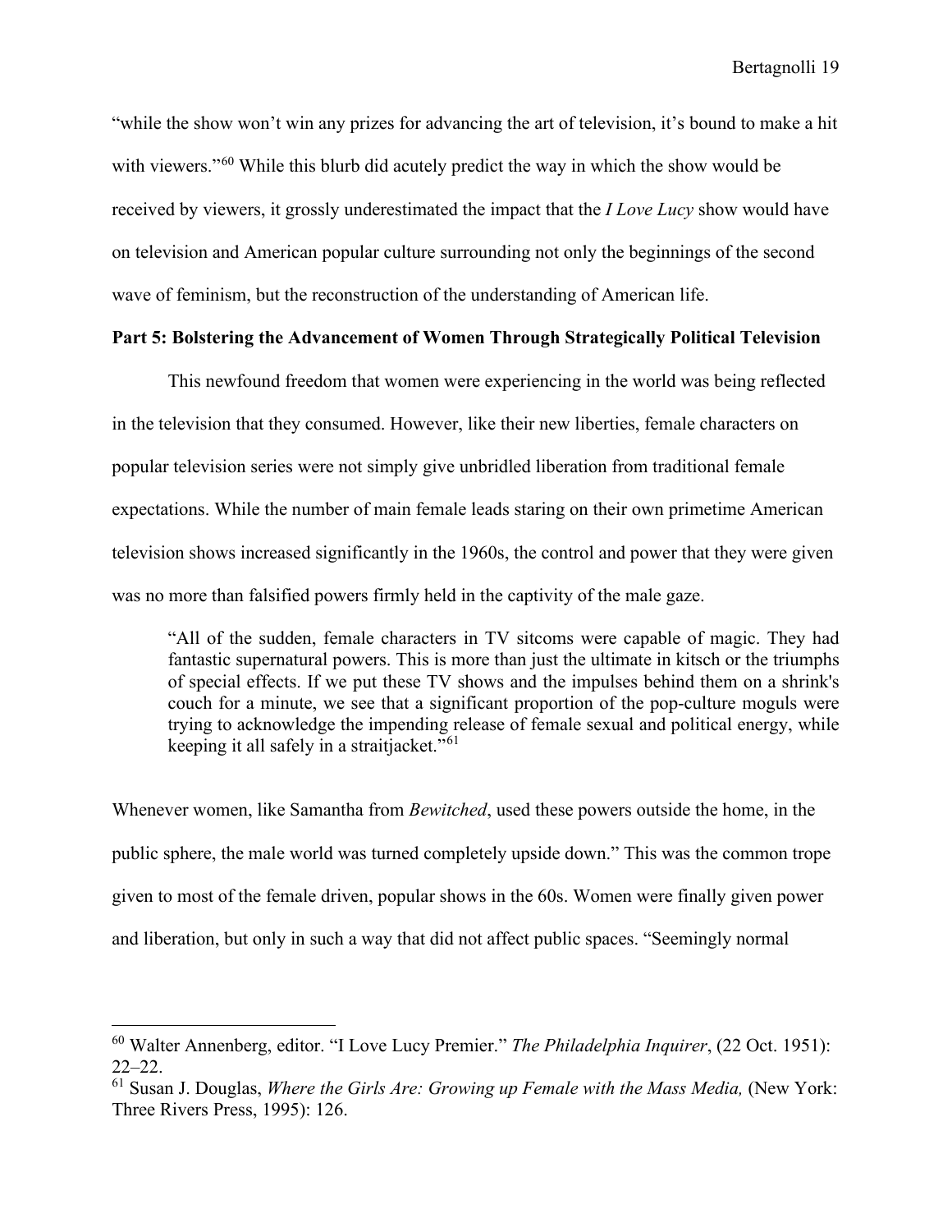"while the show won't win any prizes for advancing the art of television, it's bound to make a hit with viewers."[60] While this blurb did acutely predict the way in which the show would be received by viewers, it grossly underestimated the impact that the *I Love Lucy* show would have on television and American popular culture surrounding not only the beginnings of the second wave of feminism, but the reconstruction of the understanding of American life.

**Part 5: Bolstering the Advancement of Women Through Strategically Political Television**

This newfound freedom that women were experiencing in the world was being reflected in the television that they consumed. However, like their new liberties, female characters on popular television series were not simply give unbridled liberation from traditional female expectations. While the number of main female leads staring on their own primetime American television shows increased significantly in the 1960s, the control and power that they were given was no more than falsified powers firmly held in the captivity of the male gaze.

> "All of the sudden, female characters in TV sitcoms were capable of magic. They had fantastic supernatural powers. This is more than just the ultimate in kitsch or the triumphs of special effects. If we put these TV shows and the impulses behind them on a shrink's couch for a minute, we see that a significant proportion of the pop-culture moguls were trying to acknowledge the impending release of female sexual and political energy, while keeping it all safely in a straitjacket."[61]

Whenever women, like Samantha from *Bewitched*, used these powers outside the home, in the public sphere, the male world was turned completely upside down." This was the common trope given to most of the female driven, popular shows in the 60s. Women were finally given power and liberation, but only in such a way that did not affect public spaces. "Seemingly normal

---

[60] Walter Annenberg, editor. "I Love Lucy Premier." *The Philadelphia Inquirer*, (22 Oct. 1951): 22–22.

[61] Susan J. Douglas, *Where the Girls Are: Growing up Female with the Mass Media,* (New York: Three Rivers Press, 1995): 126.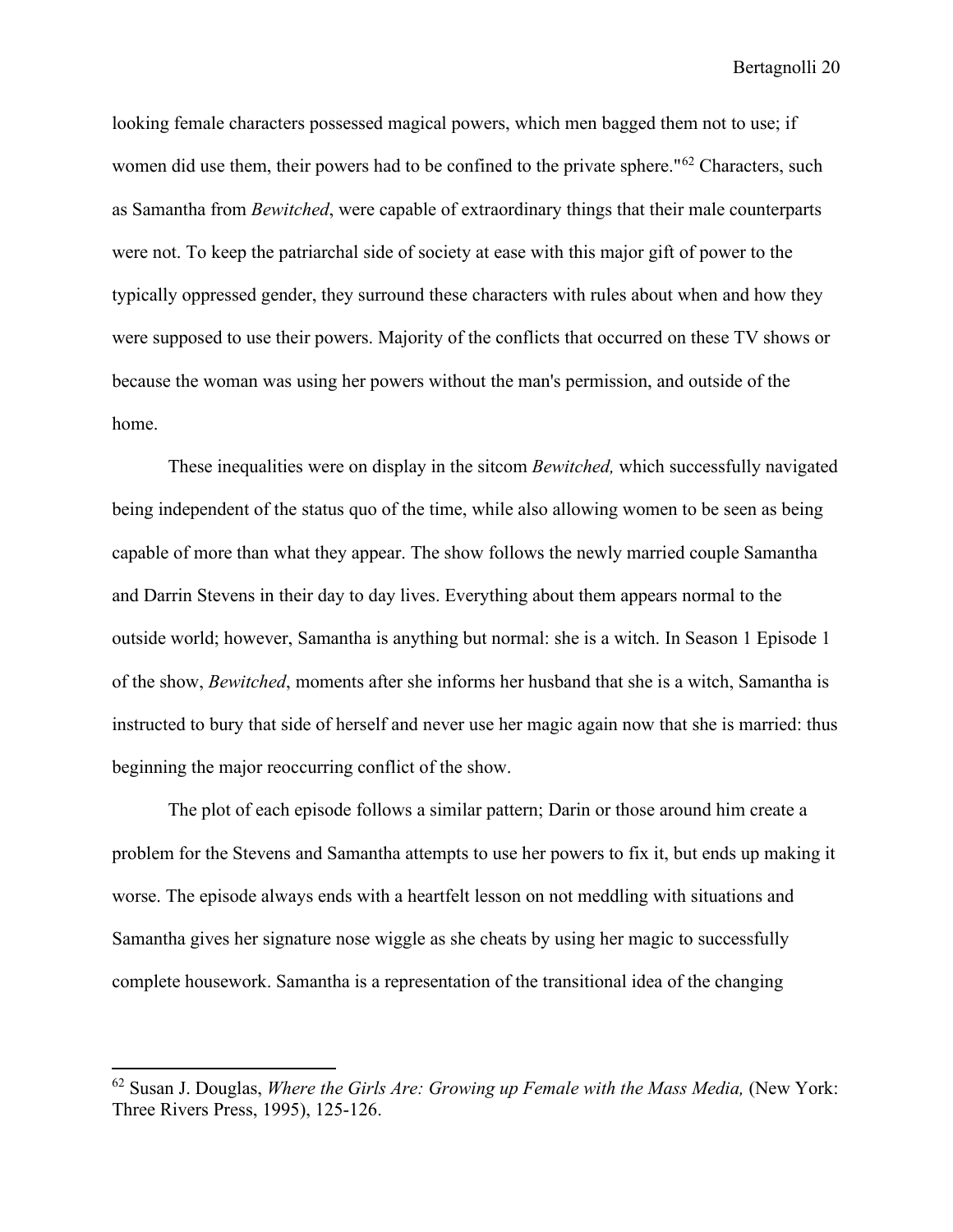looking female characters possessed magical powers, which men bagged them not to use; if women did use them, their powers had to be confined to the private sphere."[62] Characters, such as Samantha from *Bewitched*, were capable of extraordinary things that their male counterparts were not. To keep the patriarchal side of society at ease with this major gift of power to the typically oppressed gender, they surround these characters with rules about when and how they were supposed to use their powers. Majority of the conflicts that occurred on these TV shows or because the woman was using her powers without the man's permission, and outside of the home.

These inequalities were on display in the sitcom *Bewitched,* which successfully navigated being independent of the status quo of the time, while also allowing women to be seen as being capable of more than what they appear. The show follows the newly married couple Samantha and Darrin Stevens in their day to day lives. Everything about them appears normal to the outside world; however, Samantha is anything but normal: she is a witch. In Season 1 Episode 1 of the show, *Bewitched*, moments after she informs her husband that she is a witch, Samantha is instructed to bury that side of herself and never use her magic again now that she is married: thus beginning the major reoccurring conflict of the show.

The plot of each episode follows a similar pattern; Darin or those around him create a problem for the Stevens and Samantha attempts to use her powers to fix it, but ends up making it worse. The episode always ends with a heartfelt lesson on not meddling with situations and Samantha gives her signature nose wiggle as she cheats by using her magic to successfully complete housework. Samantha is a representation of the transitional idea of the changing

---

[62] Susan J. Douglas, *Where the Girls Are: Growing up Female with the Mass Media,* (New York: Three Rivers Press, 1995), 125-126.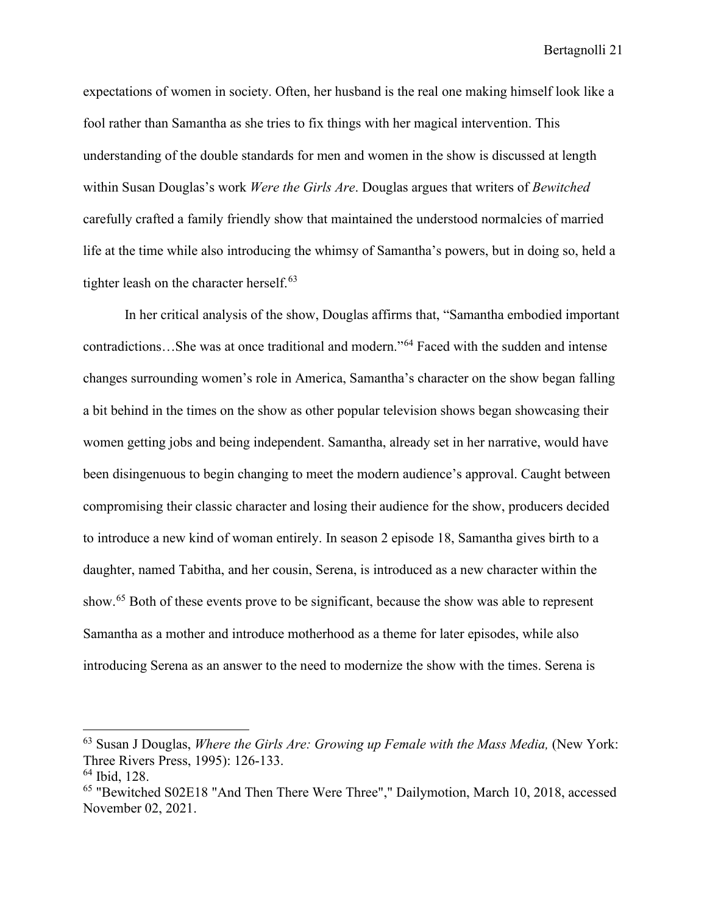expectations of women in society. Often, her husband is the real one making himself look like a fool rather than Samantha as she tries to fix things with her magical intervention. This understanding of the double standards for men and women in the show is discussed at length within Susan Douglas's work *Were the Girls Are*. Douglas argues that writers of *Bewitched* carefully crafted a family friendly show that maintained the understood normalcies of married life at the time while also introducing the whimsy of Samantha's powers, but in doing so, held a tighter leash on the character herself.[63]

In her critical analysis of the show, Douglas affirms that, "Samantha embodied important contradictions…She was at once traditional and modern."[64] Faced with the sudden and intense changes surrounding women's role in America, Samantha's character on the show began falling a bit behind in the times on the show as other popular television shows began showcasing their women getting jobs and being independent. Samantha, already set in her narrative, would have been disingenuous to begin changing to meet the modern audience's approval. Caught between compromising their classic character and losing their audience for the show, producers decided to introduce a new kind of woman entirely. In season 2 episode 18, Samantha gives birth to a daughter, named Tabitha, and her cousin, Serena, is introduced as a new character within the show.[65] Both of these events prove to be significant, because the show was able to represent Samantha as a mother and introduce motherhood as a theme for later episodes, while also introducing Serena as an answer to the need to modernize the show with the times. Serena is

---

[63] Susan J Douglas, *Where the Girls Are: Growing up Female with the Mass Media,* (New York: Three Rivers Press, 1995): 126-133.

[64] Ibid, 128.

[65] "Bewitched S02E18 "And Then There Were Three"," Dailymotion, March 10, 2018, accessed November 02, 2021.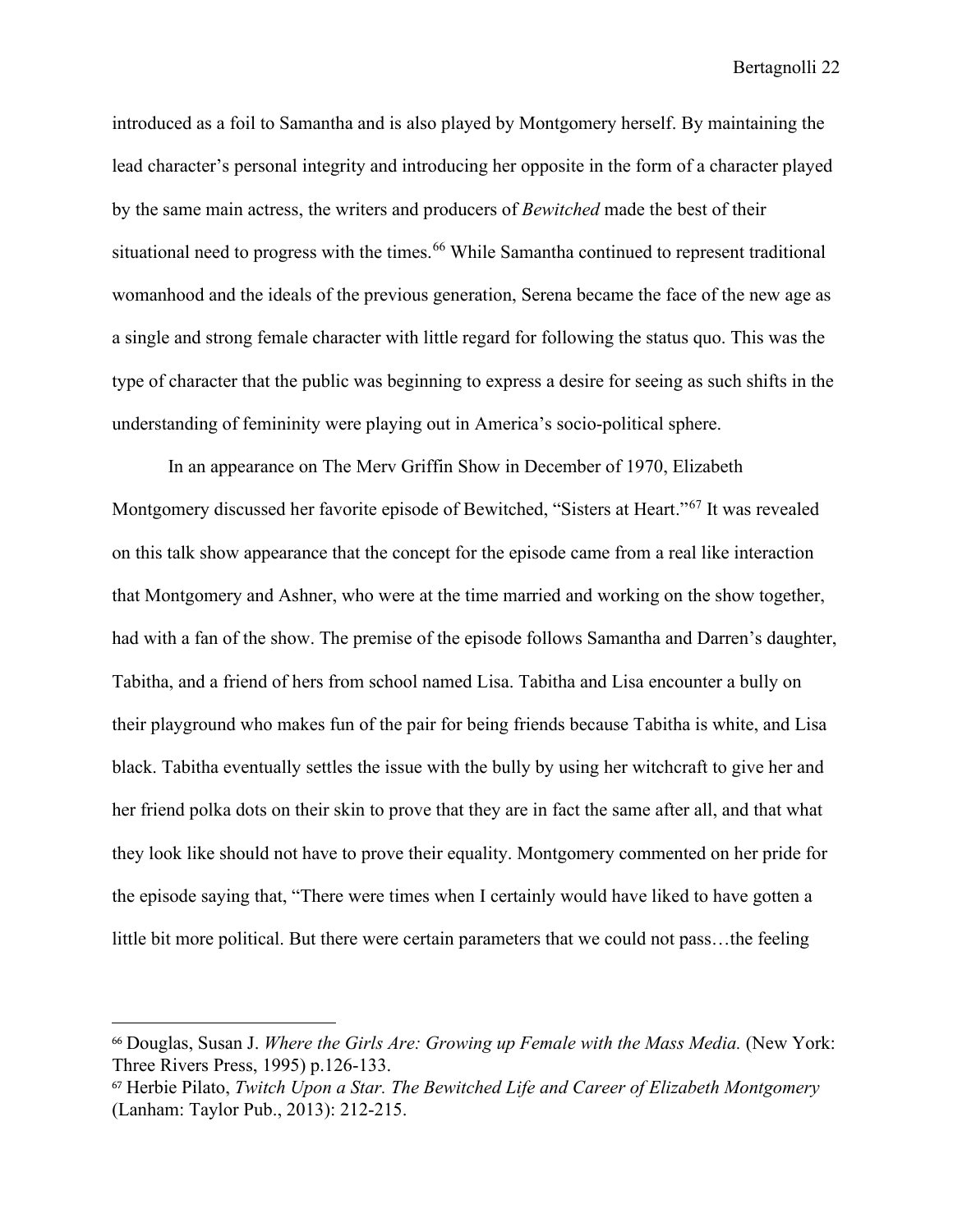introduced as a foil to Samantha and is also played by Montgomery herself. By maintaining the lead character's personal integrity and introducing her opposite in the form of a character played by the same main actress, the writers and producers of *Bewitched* made the best of their situational need to progress with the times.[66] While Samantha continued to represent traditional womanhood and the ideals of the previous generation, Serena became the face of the new age as a single and strong female character with little regard for following the status quo. This was the type of character that the public was beginning to express a desire for seeing as such shifts in the understanding of femininity were playing out in America's socio-political sphere.

In an appearance on The Merv Griffin Show in December of 1970, Elizabeth Montgomery discussed her favorite episode of Bewitched, "Sisters at Heart."[67] It was revealed on this talk show appearance that the concept for the episode came from a real like interaction that Montgomery and Ashner, who were at the time married and working on the show together, had with a fan of the show. The premise of the episode follows Samantha and Darren's daughter, Tabitha, and a friend of hers from school named Lisa. Tabitha and Lisa encounter a bully on their playground who makes fun of the pair for being friends because Tabitha is white, and Lisa black. Tabitha eventually settles the issue with the bully by using her witchcraft to give her and her friend polka dots on their skin to prove that they are in fact the same after all, and that what they look like should not have to prove their equality. Montgomery commented on her pride for the episode saying that, "There were times when I certainly would have liked to have gotten a little bit more political. But there were certain parameters that we could not pass…the feeling

---

[66] Douglas, Susan J. *Where the Girls Are: Growing up Female with the Mass Media.* (New York: Three Rivers Press, 1995) p.126-133.

[67] Herbie Pilato, *Twitch Upon a Star. The Bewitched Life and Career of Elizabeth Montgomery* (Lanham: Taylor Pub., 2013): 212-215.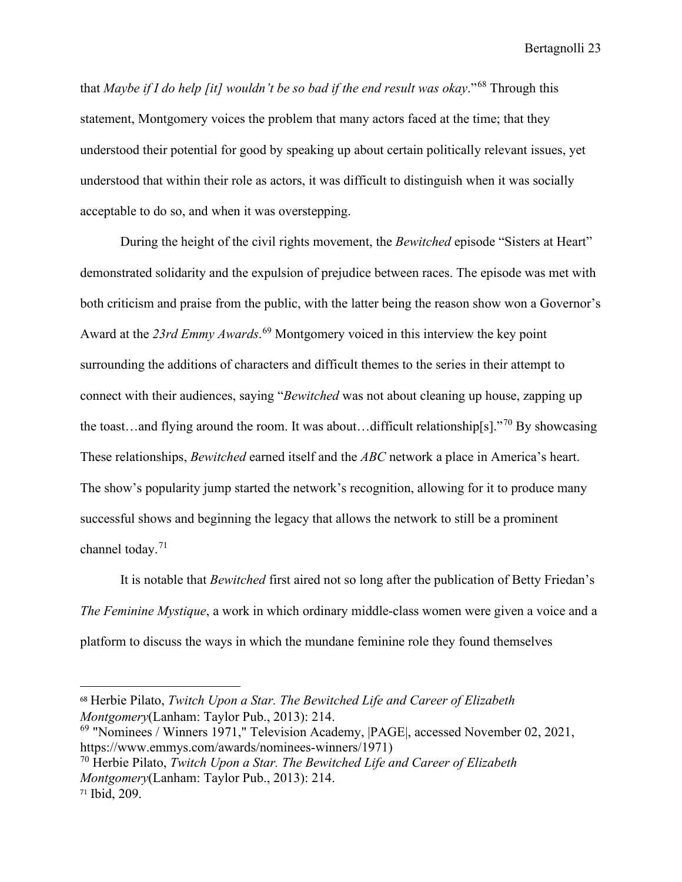that *Maybe if I do help [it] wouldn't be so bad if the end result was okay*."[68] Through this statement, Montgomery voices the problem that many actors faced at the time; that they understood their potential for good by speaking up about certain politically relevant issues, yet understood that within their role as actors, it was difficult to distinguish when it was socially acceptable to do so, and when it was overstepping.

During the height of the civil rights movement, the *Bewitched* episode "Sisters at Heart" demonstrated solidarity and the expulsion of prejudice between races. The episode was met with both criticism and praise from the public, with the latter being the reason show won a Governor's Award at the *23rd Emmy Awards*.[69] Montgomery voiced in this interview the key point surrounding the additions of characters and difficult themes to the series in their attempt to connect with their audiences, saying "*Bewitched* was not about cleaning up house, zapping up the toast…and flying around the room. It was about…difficult relationship[s]."[70] By showcasing These relationships, *Bewitched* earned itself and the *ABC* network a place in America's heart. The show's popularity jump started the network's recognition, allowing for it to produce many successful shows and beginning the legacy that allows the network to still be a prominent channel today.[71]

It is notable that *Bewitched* first aired not so long after the publication of Betty Friedan's *The Feminine Mystique*, a work in which ordinary middle-class women were given a voice and a platform to discuss the ways in which the mundane feminine role they found themselves

---

[68] Herbie Pilato, *Twitch Upon a Star. The Bewitched Life and Career of Elizabeth Montgomery*(Lanham: Taylor Pub., 2013): 214.

[69] "Nominees / Winners 1971," Television Academy, |PAGE|, accessed November 02, 2021, https://www.emmys.com/awards/nominees-winners/1971)

[70] Herbie Pilato, *Twitch Upon a Star. The Bewitched Life and Career of Elizabeth Montgomery*(Lanham: Taylor Pub., 2013): 214.

[71] Ibid, 209.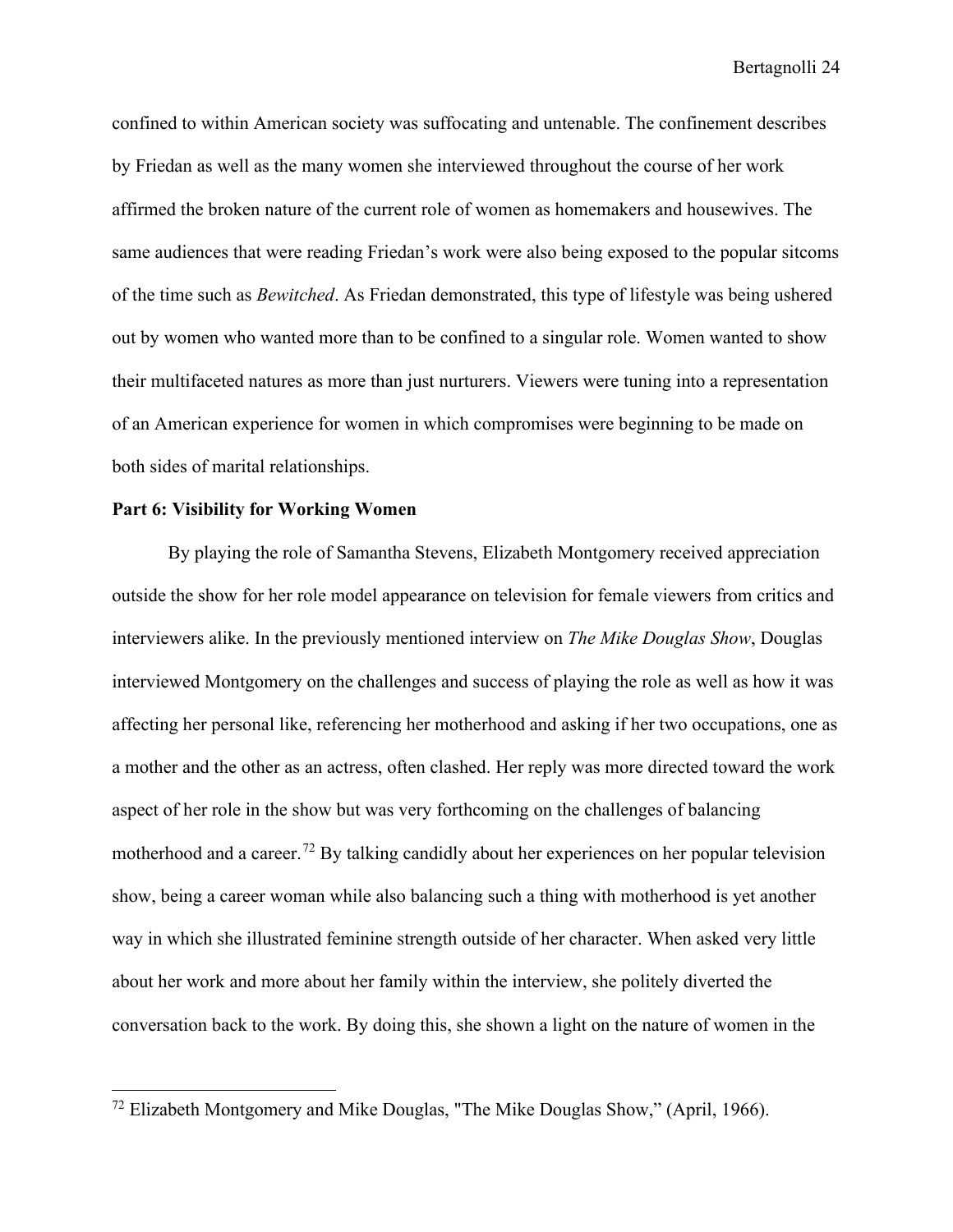confined to within American society was suffocating and untenable. The confinement describes by Friedan as well as the many women she interviewed throughout the course of her work affirmed the broken nature of the current role of women as homemakers and housewives. The same audiences that were reading Friedan's work were also being exposed to the popular sitcoms of the time such as *Bewitched*. As Friedan demonstrated, this type of lifestyle was being ushered out by women who wanted more than to be confined to a singular role. Women wanted to show their multifaceted natures as more than just nurturers. Viewers were tuning into a representation of an American experience for women in which compromises were beginning to be made on both sides of marital relationships.

**Part 6: Visibility for Working Women**

By playing the role of Samantha Stevens, Elizabeth Montgomery received appreciation outside the show for her role model appearance on television for female viewers from critics and interviewers alike. In the previously mentioned interview on *The Mike Douglas Show*, Douglas interviewed Montgomery on the challenges and success of playing the role as well as how it was affecting her personal like, referencing her motherhood and asking if her two occupations, one as a mother and the other as an actress, often clashed. Her reply was more directed toward the work aspect of her role in the show but was very forthcoming on the challenges of balancing motherhood and a career.[72] By talking candidly about her experiences on her popular television show, being a career woman while also balancing such a thing with motherhood is yet another way in which she illustrated feminine strength outside of her character. When asked very little about her work and more about her family within the interview, she politely diverted the conversation back to the work. By doing this, she shown a light on the nature of women in the

---

[72] Elizabeth Montgomery and Mike Douglas, "The Mike Douglas Show," (April, 1966).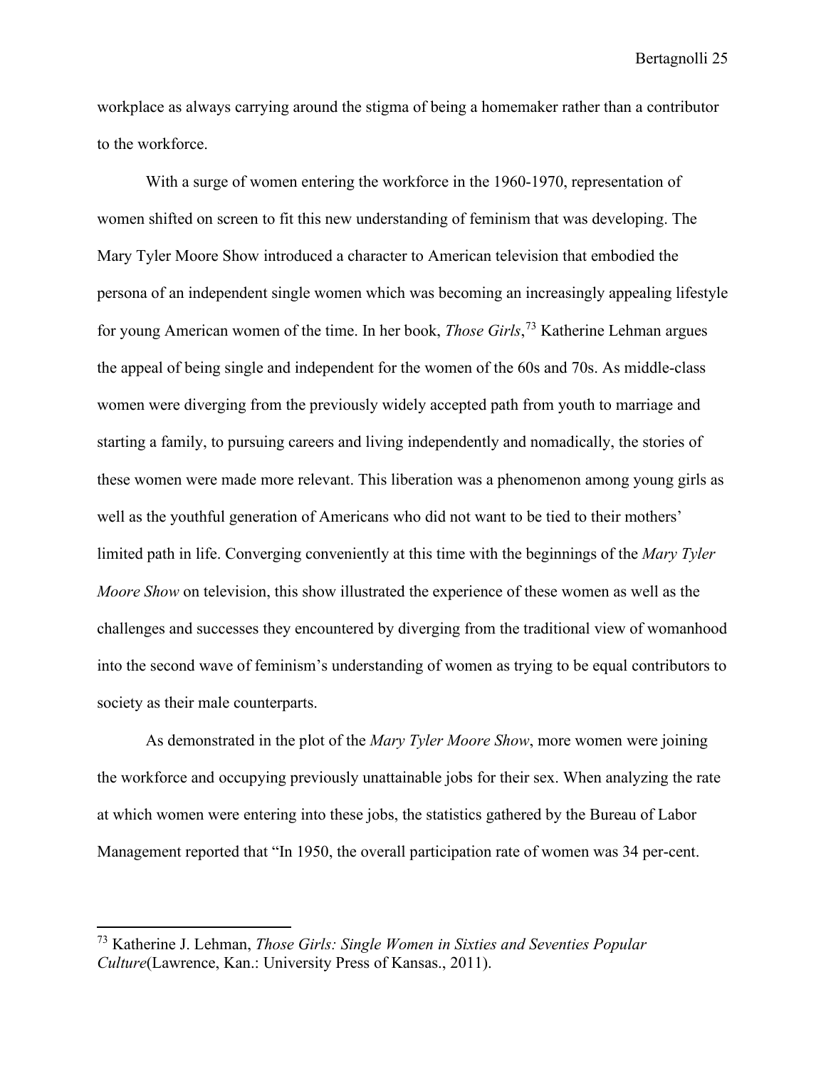workplace as always carrying around the stigma of being a homemaker rather than a contributor to the workforce.

With a surge of women entering the workforce in the 1960-1970, representation of women shifted on screen to fit this new understanding of feminism that was developing. The Mary Tyler Moore Show introduced a character to American television that embodied the persona of an independent single women which was becoming an increasingly appealing lifestyle for young American women of the time. In her book, *Those Girls*,[73] Katherine Lehman argues the appeal of being single and independent for the women of the 60s and 70s. As middle-class women were diverging from the previously widely accepted path from youth to marriage and starting a family, to pursuing careers and living independently and nomadically, the stories of these women were made more relevant. This liberation was a phenomenon among young girls as well as the youthful generation of Americans who did not want to be tied to their mothers' limited path in life. Converging conveniently at this time with the beginnings of the *Mary Tyler Moore Show* on television, this show illustrated the experience of these women as well as the challenges and successes they encountered by diverging from the traditional view of womanhood into the second wave of feminism's understanding of women as trying to be equal contributors to society as their male counterparts.

As demonstrated in the plot of the *Mary Tyler Moore Show*, more women were joining the workforce and occupying previously unattainable jobs for their sex. When analyzing the rate at which women were entering into these jobs, the statistics gathered by the Bureau of Labor Management reported that "In 1950, the overall participation rate of women was 34 per-cent.

---

[73] Katherine J. Lehman, *Those Girls: Single Women in Sixties and Seventies Popular Culture*(Lawrence, Kan.: University Press of Kansas., 2011).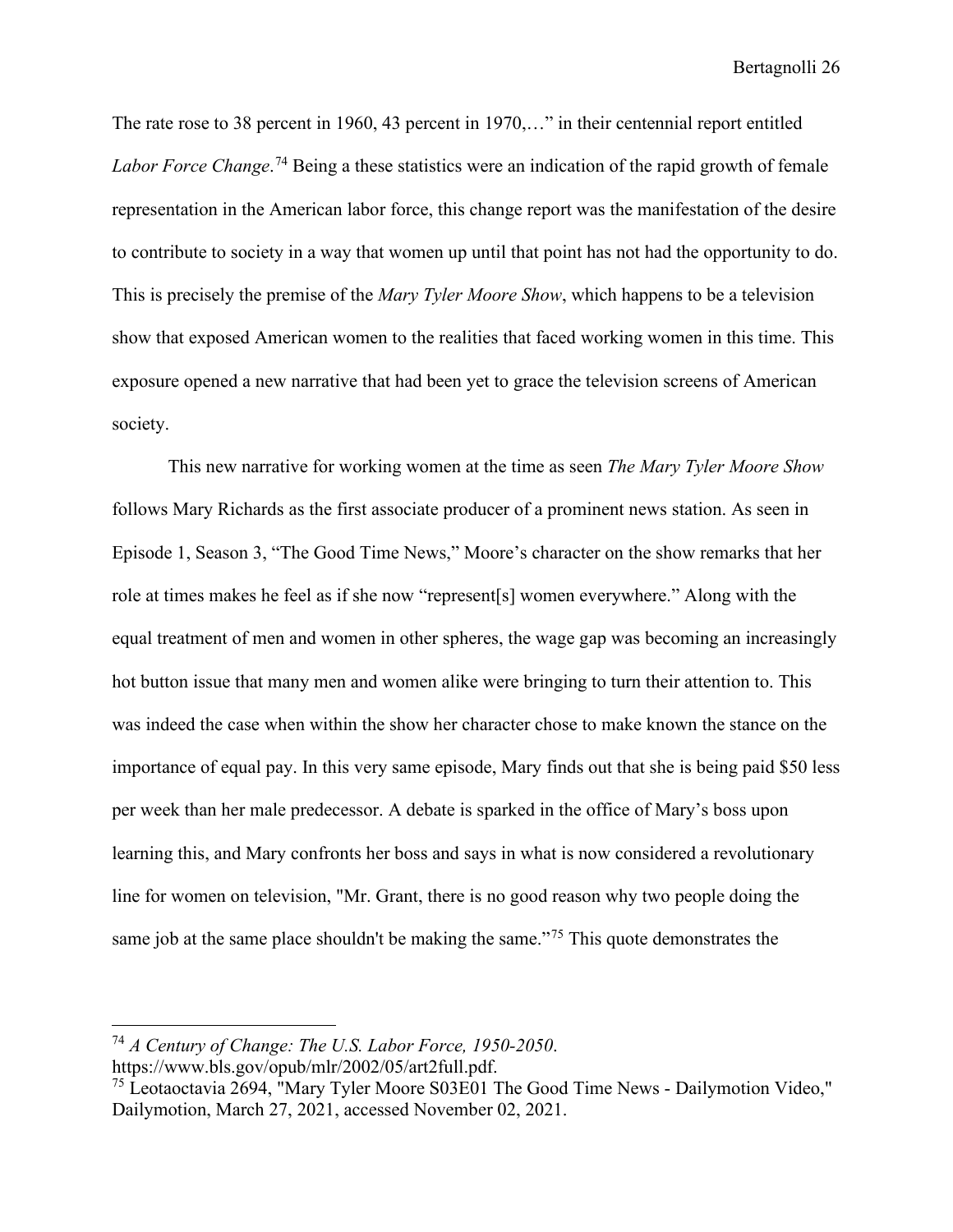The rate rose to 38 percent in 1960, 43 percent in 1970,…" in their centennial report entitled *Labor Force Change*.[74] Being a these statistics were an indication of the rapid growth of female representation in the American labor force, this change report was the manifestation of the desire to contribute to society in a way that women up until that point has not had the opportunity to do. This is precisely the premise of the *Mary Tyler Moore Show*, which happens to be a television show that exposed American women to the realities that faced working women in this time. This exposure opened a new narrative that had been yet to grace the television screens of American society.

This new narrative for working women at the time as seen *The Mary Tyler Moore Show* follows Mary Richards as the first associate producer of a prominent news station. As seen in Episode 1, Season 3, "The Good Time News," Moore's character on the show remarks that her role at times makes he feel as if she now "represent[s] women everywhere." Along with the equal treatment of men and women in other spheres, the wage gap was becoming an increasingly hot button issue that many men and women alike were bringing to turn their attention to. This was indeed the case when within the show her character chose to make known the stance on the importance of equal pay. In this very same episode, Mary finds out that she is being paid $50 less per week than her male predecessor. A debate is sparked in the office of Mary's boss upon learning this, and Mary confronts her boss and says in what is now considered a revolutionary line for women on television, "Mr. Grant, there is no good reason why two people doing the same job at the same place shouldn't be making the same."[75] This quote demonstrates the

---

[74] *A Century of Change: The U.S. Labor Force, 1950-2050*. https://www.bls.gov/opub/mlr/2002/05/art2full.pdf.

[75] Leotaoctavia 2694, "Mary Tyler Moore S03E01 The Good Time News - Dailymotion Video," Dailymotion, March 27, 2021, accessed November 02, 2021.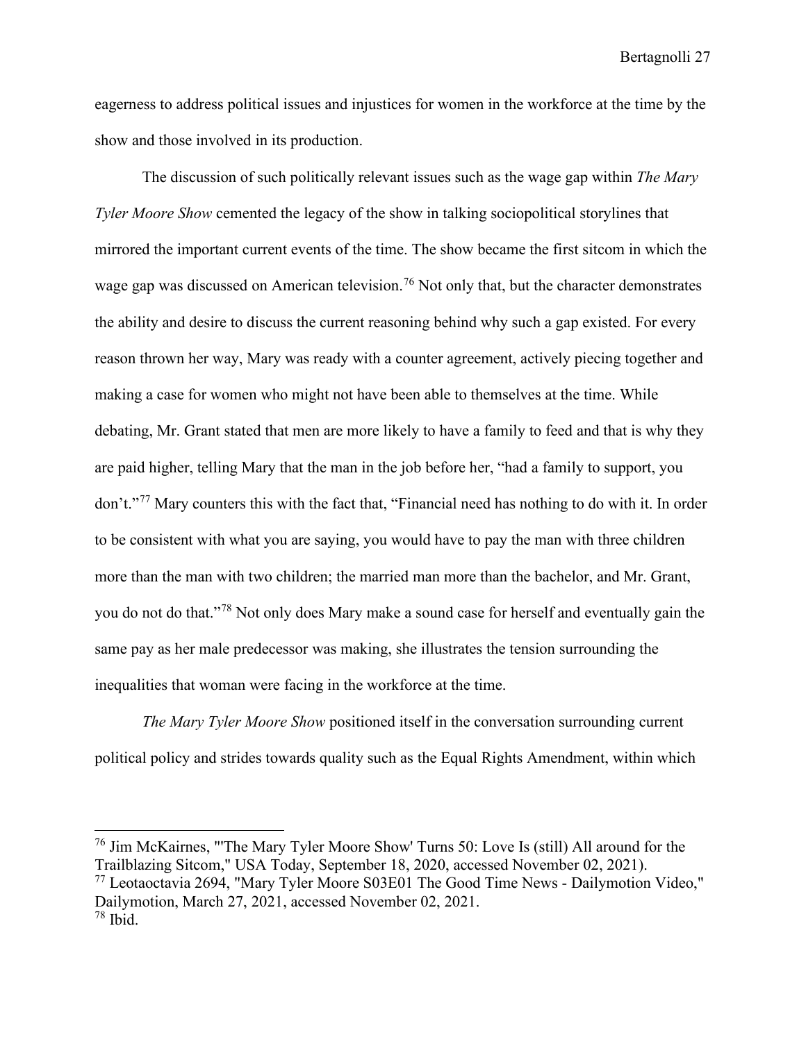eagerness to address political issues and injustices for women in the workforce at the time by the show and those involved in its production.

The discussion of such politically relevant issues such as the wage gap within *The Mary Tyler Moore Show* cemented the legacy of the show in talking sociopolitical storylines that mirrored the important current events of the time. The show became the first sitcom in which the wage gap was discussed on American television.[76] Not only that, but the character demonstrates the ability and desire to discuss the current reasoning behind why such a gap existed. For every reason thrown her way, Mary was ready with a counter agreement, actively piecing together and making a case for women who might not have been able to themselves at the time. While debating, Mr. Grant stated that men are more likely to have a family to feed and that is why they are paid higher, telling Mary that the man in the job before her, "had a family to support, you don't."[77] Mary counters this with the fact that, "Financial need has nothing to do with it. In order to be consistent with what you are saying, you would have to pay the man with three children more than the man with two children; the married man more than the bachelor, and Mr. Grant, you do not do that."[78] Not only does Mary make a sound case for herself and eventually gain the same pay as her male predecessor was making, she illustrates the tension surrounding the inequalities that woman were facing in the workforce at the time.

*The Mary Tyler Moore Show* positioned itself in the conversation surrounding current political policy and strides towards quality such as the Equal Rights Amendment, within which

---

[76] Jim McKairnes, "'The Mary Tyler Moore Show' Turns 50: Love Is (still) All around for the Trailblazing Sitcom," USA Today, September 18, 2020, accessed November 02, 2021).

[77] Leotaoctavia 2694, "Mary Tyler Moore S03E01 The Good Time News - Dailymotion Video," Dailymotion, March 27, 2021, accessed November 02, 2021.

[78] Ibid.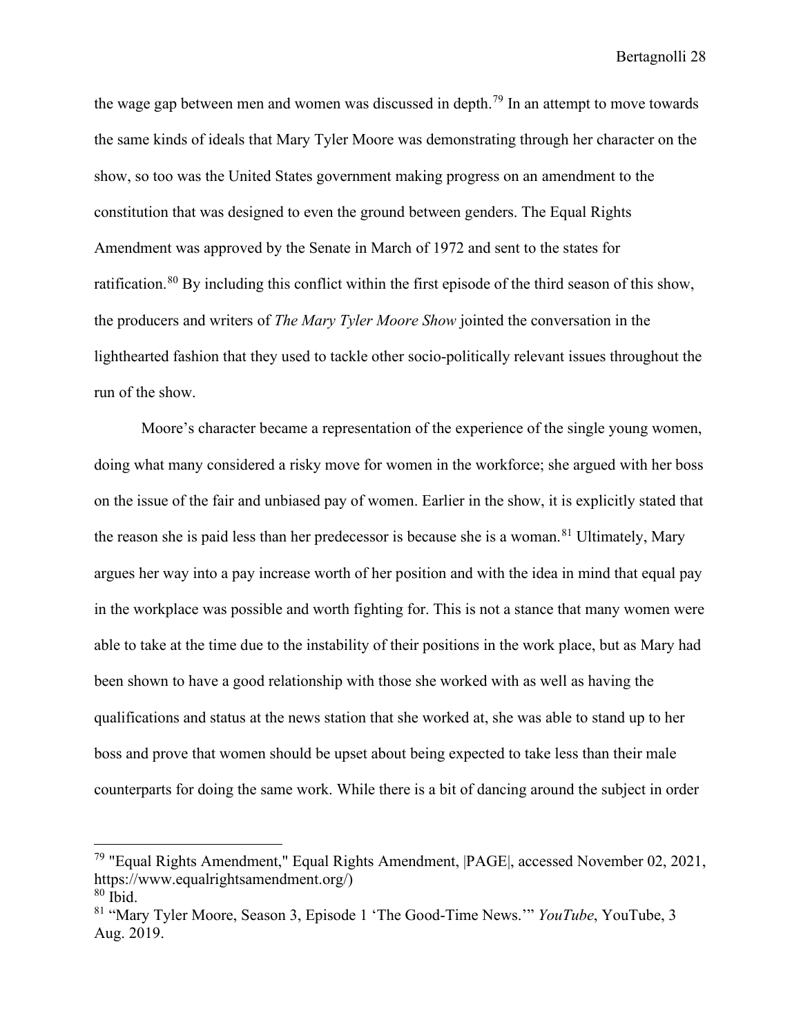the wage gap between men and women was discussed in depth.[79] In an attempt to move towards the same kinds of ideals that Mary Tyler Moore was demonstrating through her character on the show, so too was the United States government making progress on an amendment to the constitution that was designed to even the ground between genders. The Equal Rights Amendment was approved by the Senate in March of 1972 and sent to the states for ratification.[80] By including this conflict within the first episode of the third season of this show, the producers and writers of *The Mary Tyler Moore Show* jointed the conversation in the lighthearted fashion that they used to tackle other socio-politically relevant issues throughout the run of the show.

Moore's character became a representation of the experience of the single young women, doing what many considered a risky move for women in the workforce; she argued with her boss on the issue of the fair and unbiased pay of women. Earlier in the show, it is explicitly stated that the reason she is paid less than her predecessor is because she is a woman.[81] Ultimately, Mary argues her way into a pay increase worth of her position and with the idea in mind that equal pay in the workplace was possible and worth fighting for. This is not a stance that many women were able to take at the time due to the instability of their positions in the work place, but as Mary had been shown to have a good relationship with those she worked with as well as having the qualifications and status at the news station that she worked at, she was able to stand up to her boss and prove that women should be upset about being expected to take less than their male counterparts for doing the same work. While there is a bit of dancing around the subject in order

---

[79] "Equal Rights Amendment," Equal Rights Amendment, |PAGE|, accessed November 02, 2021, https://www.equalrightsamendment.org/)

[80] Ibid.

[81] "Mary Tyler Moore, Season 3, Episode 1 'The Good-Time News.'" *YouTube*, YouTube, 3 Aug. 2019.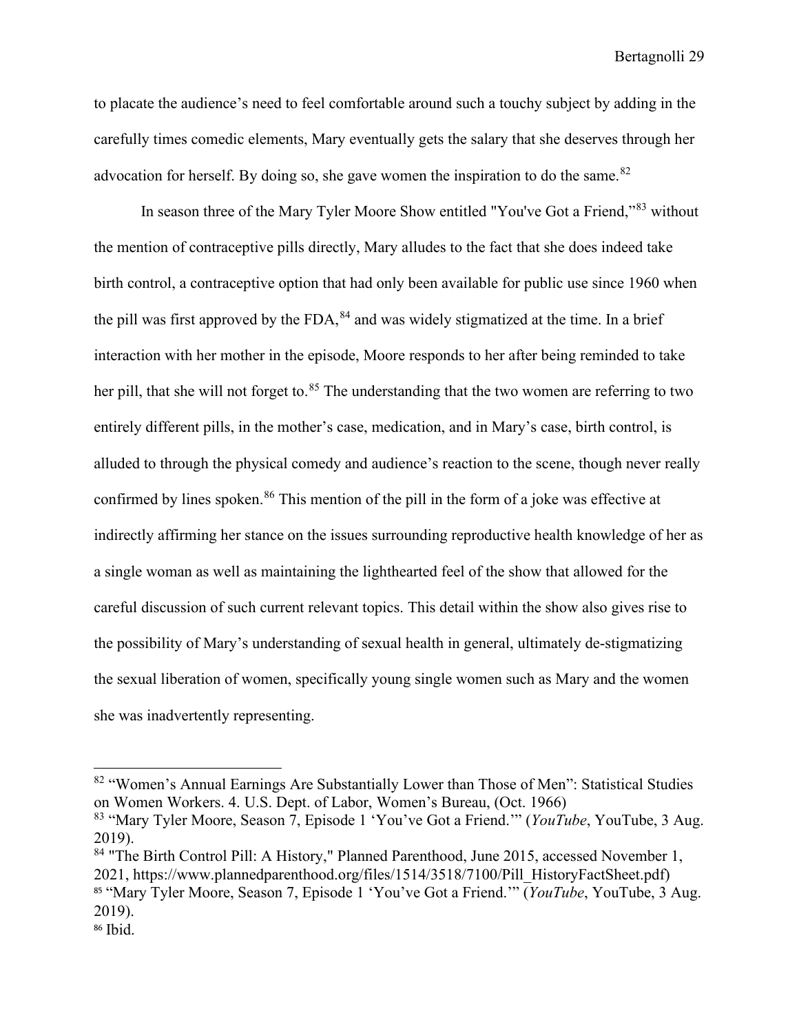to placate the audience's need to feel comfortable around such a touchy subject by adding in the carefully times comedic elements, Mary eventually gets the salary that she deserves through her advocation for herself. By doing so, she gave women the inspiration to do the same.[82]

In season three of the Mary Tyler Moore Show entitled "You've Got a Friend,"[83] without the mention of contraceptive pills directly, Mary alludes to the fact that she does indeed take birth control, a contraceptive option that had only been available for public use since 1960 when the pill was first approved by the FDA,[84] and was widely stigmatized at the time. In a brief interaction with her mother in the episode, Moore responds to her after being reminded to take her pill, that she will not forget to.[85] The understanding that the two women are referring to two entirely different pills, in the mother's case, medication, and in Mary's case, birth control, is alluded to through the physical comedy and audience's reaction to the scene, though never really confirmed by lines spoken.[86] This mention of the pill in the form of a joke was effective at indirectly affirming her stance on the issues surrounding reproductive health knowledge of her as a single woman as well as maintaining the lighthearted feel of the show that allowed for the careful discussion of such current relevant topics. This detail within the show also gives rise to the possibility of Mary's understanding of sexual health in general, ultimately de-stigmatizing the sexual liberation of women, specifically young single women such as Mary and the women she was inadvertently representing.

---

[82] "Women's Annual Earnings Are Substantially Lower than Those of Men": Statistical Studies on Women Workers. 4. U.S. Dept. of Labor, Women's Bureau, (Oct. 1966)

[83] "Mary Tyler Moore, Season 7, Episode 1 'You've Got a Friend.'" (*YouTube*, YouTube, 3 Aug. 2019).

[84] "The Birth Control Pill: A History," Planned Parenthood, June 2015, accessed November 1, 2021, https://www.plannedparenthood.org/files/1514/3518/7100/Pill_HistoryFactSheet.pdf)

[85] "Mary Tyler Moore, Season 7, Episode 1 'You've Got a Friend.'" (*YouTube*, YouTube, 3 Aug. 2019).

[86] Ibid.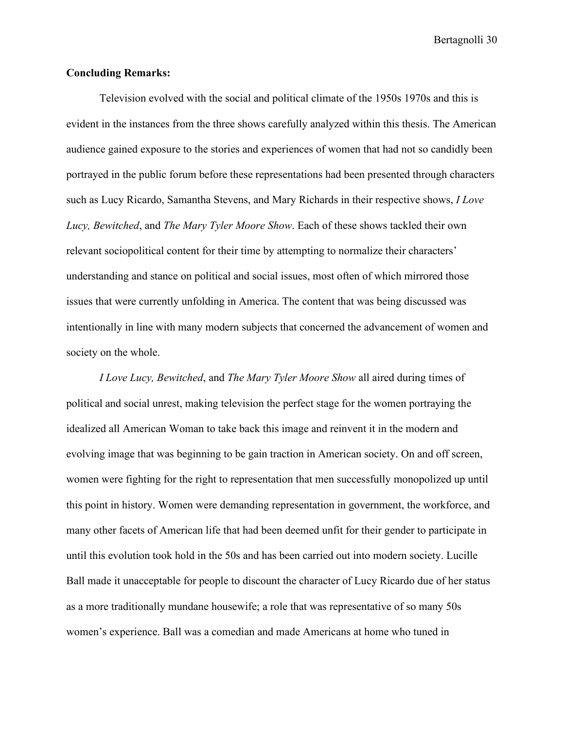**Concluding Remarks:**

Television evolved with the social and political climate of the 1950s 1970s and this is evident in the instances from the three shows carefully analyzed within this thesis. The American audience gained exposure to the stories and experiences of women that had not so candidly been portrayed in the public forum before these representations had been presented through characters such as Lucy Ricardo, Samantha Stevens, and Mary Richards in their respective shows, *I Love Lucy, Bewitched*, and *The Mary Tyler Moore Show*. Each of these shows tackled their own relevant sociopolitical content for their time by attempting to normalize their characters' understanding and stance on political and social issues, most often of which mirrored those issues that were currently unfolding in America. The content that was being discussed was intentionally in line with many modern subjects that concerned the advancement of women and society on the whole.

*I Love Lucy, Bewitched*, and *The Mary Tyler Moore Show* all aired during times of political and social unrest, making television the perfect stage for the women portraying the idealized all American Woman to take back this image and reinvent it in the modern and evolving image that was beginning to be gain traction in American society. On and off screen, women were fighting for the right to representation that men successfully monopolized up until this point in history. Women were demanding representation in government, the workforce, and many other facets of American life that had been deemed unfit for their gender to participate in until this evolution took hold in the 50s and has been carried out into modern society. Lucille Ball made it unacceptable for people to discount the character of Lucy Ricardo due of her status as a more traditionally mundane housewife; a role that was representative of so many 50s women's experience. Ball was a comedian and made Americans at home who tuned in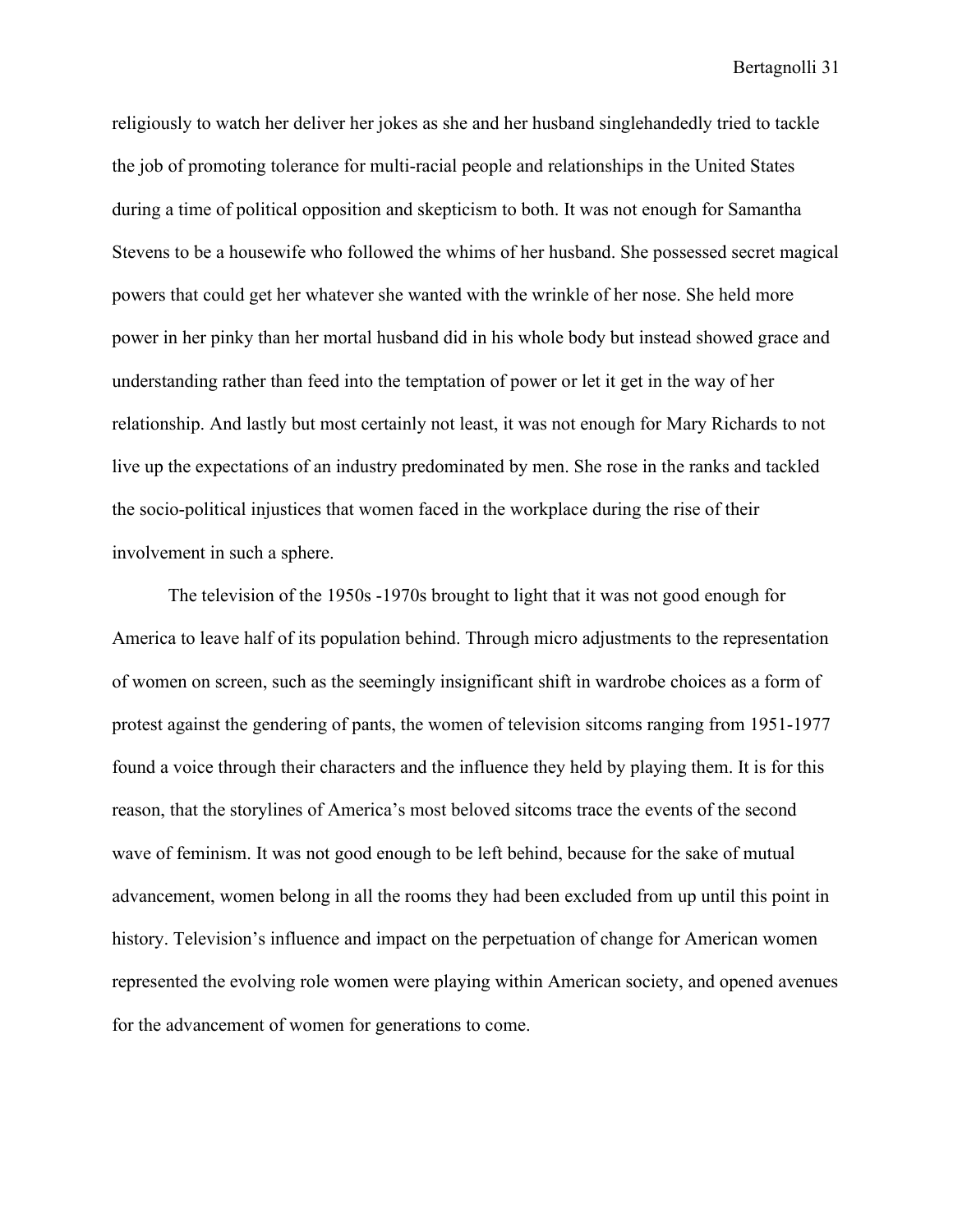religiously to watch her deliver her jokes as she and her husband singlehandedly tried to tackle the job of promoting tolerance for multi-racial people and relationships in the United States during a time of political opposition and skepticism to both. It was not enough for Samantha Stevens to be a housewife who followed the whims of her husband. She possessed secret magical powers that could get her whatever she wanted with the wrinkle of her nose. She held more power in her pinky than her mortal husband did in his whole body but instead showed grace and understanding rather than feed into the temptation of power or let it get in the way of her relationship. And lastly but most certainly not least, it was not enough for Mary Richards to not live up the expectations of an industry predominated by men. She rose in the ranks and tackled the socio-political injustices that women faced in the workplace during the rise of their involvement in such a sphere.

The television of the 1950s -1970s brought to light that it was not good enough for America to leave half of its population behind. Through micro adjustments to the representation of women on screen, such as the seemingly insignificant shift in wardrobe choices as a form of protest against the gendering of pants, the women of television sitcoms ranging from 1951-1977 found a voice through their characters and the influence they held by playing them. It is for this reason, that the storylines of America's most beloved sitcoms trace the events of the second wave of feminism. It was not good enough to be left behind, because for the sake of mutual advancement, women belong in all the rooms they had been excluded from up until this point in history. Television's influence and impact on the perpetuation of change for American women represented the evolving role women were playing within American society, and opened avenues for the advancement of women for generations to come.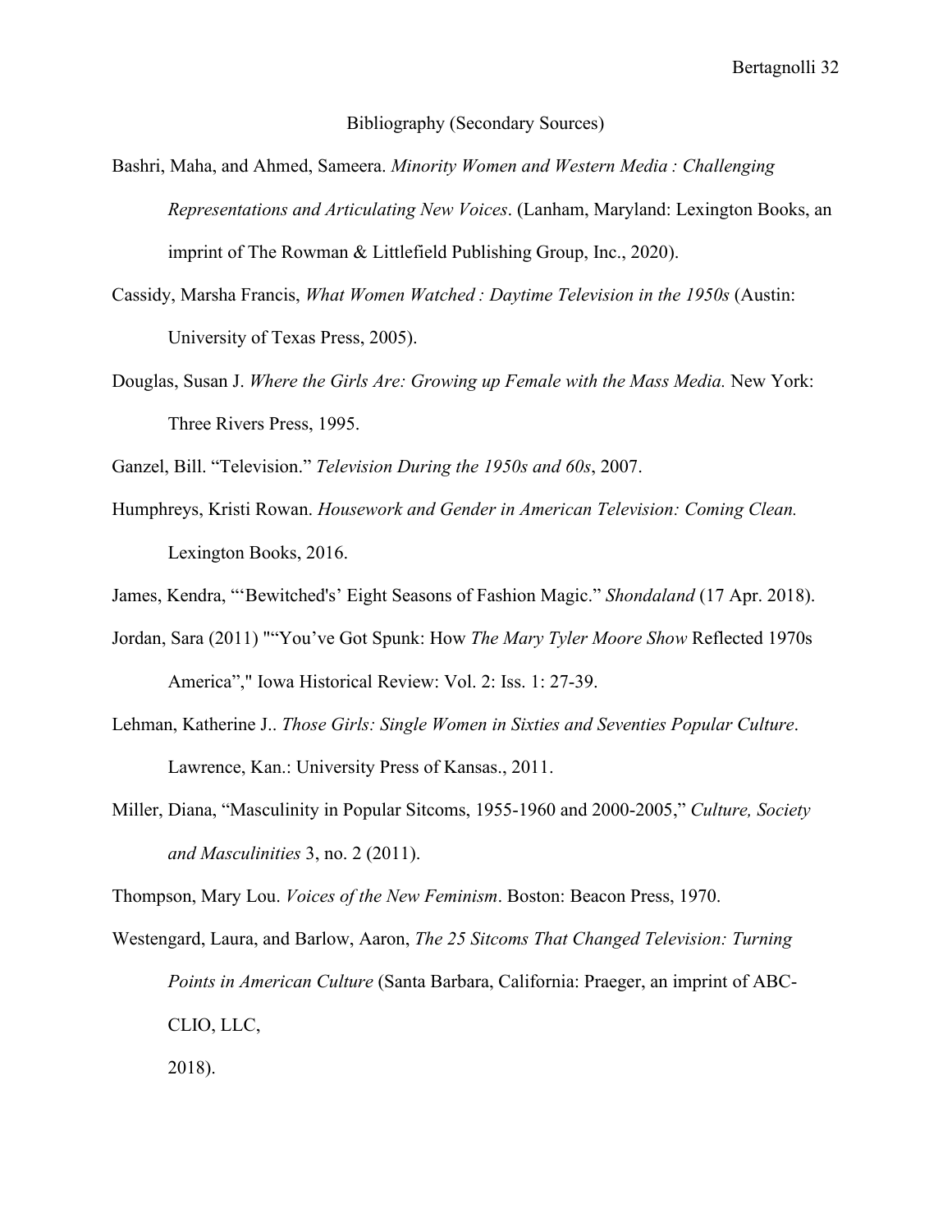# Bibliography (Secondary Sources)

Bashri, Maha, and Ahmed, Sameera. *Minority Women and Western Media : Challenging Representations and Articulating New Voices*. (Lanham, Maryland: Lexington Books, an imprint of The Rowman & Littlefield Publishing Group, Inc., 2020).

Cassidy, Marsha Francis, *What Women Watched : Daytime Television in the 1950s* (Austin: University of Texas Press, 2005).

Douglas, Susan J. *Where the Girls Are: Growing up Female with the Mass Media.* New York: Three Rivers Press, 1995.

Ganzel, Bill. "Television." *Television During the 1950s and 60s*, 2007.

Humphreys, Kristi Rowan. *Housework and Gender in American Television: Coming Clean.* Lexington Books, 2016.

James, Kendra, "'Bewitched's' Eight Seasons of Fashion Magic." *Shondaland* (17 Apr. 2018).

Jordan, Sara (2011) ""You've Got Spunk: How *The Mary Tyler Moore Show* Reflected 1970s America"," Iowa Historical Review: Vol. 2: Iss. 1: 27-39.

Lehman, Katherine J.. *Those Girls: Single Women in Sixties and Seventies Popular Culture*. Lawrence, Kan.: University Press of Kansas., 2011.

Miller, Diana, "Masculinity in Popular Sitcoms, 1955-1960 and 2000-2005," *Culture, Society and Masculinities* 3, no. 2 (2011).

Thompson, Mary Lou. *Voices of the New Feminism*. Boston: Beacon Press, 1970.

Westengard, Laura, and Barlow, Aaron, *The 25 Sitcoms That Changed Television: Turning Points in American Culture* (Santa Barbara, California: Praeger, an imprint of ABC-CLIO, LLC,

2018).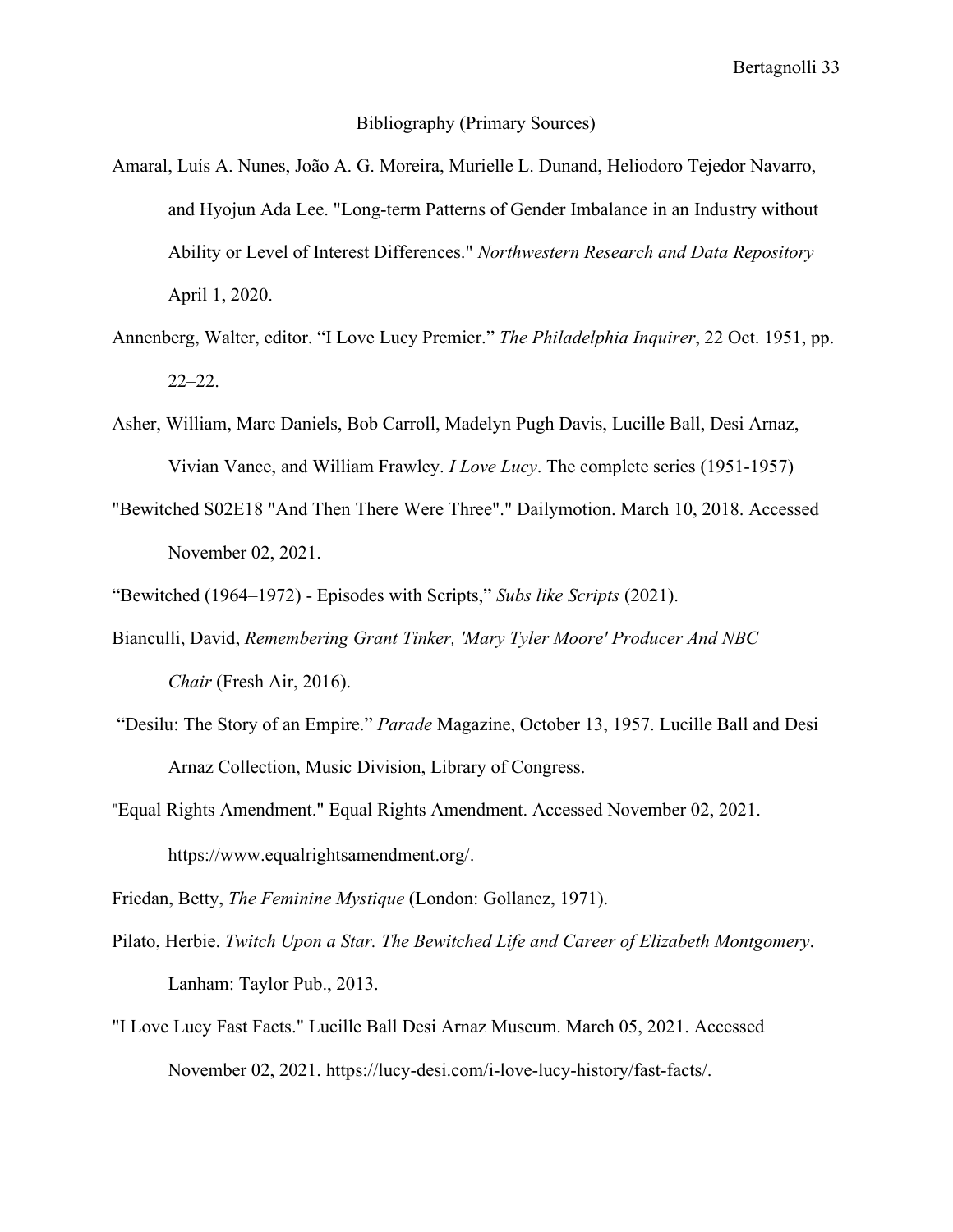Bibliography (Primary Sources)

Amaral, Luís A. Nunes, João A. G. Moreira, Murielle L. Dunand, Heliodoro Tejedor Navarro, and Hyojun Ada Lee. "Long-term Patterns of Gender Imbalance in an Industry without Ability or Level of Interest Differences." *Northwestern Research and Data Repository* April 1, 2020.

Annenberg, Walter, editor. "I Love Lucy Premier." *The Philadelphia Inquirer*, 22 Oct. 1951, pp. 22–22.

Asher, William, Marc Daniels, Bob Carroll, Madelyn Pugh Davis, Lucille Ball, Desi Arnaz, Vivian Vance, and William Frawley. *I Love Lucy*. The complete series (1951-1957)

"Bewitched S02E18 "And Then There Were Three"." Dailymotion. March 10, 2018. Accessed November 02, 2021.

"Bewitched (1964–1972) - Episodes with Scripts," *Subs like Scripts* (2021).

Bianculli, David, *Remembering Grant Tinker, 'Mary Tyler Moore' Producer And NBC Chair* (Fresh Air, 2016).

"Desilu: The Story of an Empire." *Parade* Magazine, October 13, 1957. Lucille Ball and Desi Arnaz Collection, Music Division, Library of Congress.

"Equal Rights Amendment." Equal Rights Amendment. Accessed November 02, 2021. https://www.equalrightsamendment.org/.

Friedan, Betty, *The Feminine Mystique* (London: Gollancz, 1971).

Pilato, Herbie. *Twitch Upon a Star. The Bewitched Life and Career of Elizabeth Montgomery*. Lanham: Taylor Pub., 2013.

"I Love Lucy Fast Facts." Lucille Ball Desi Arnaz Museum. March 05, 2021. Accessed November 02, 2021. https://lucy-desi.com/i-love-lucy-history/fast-facts/.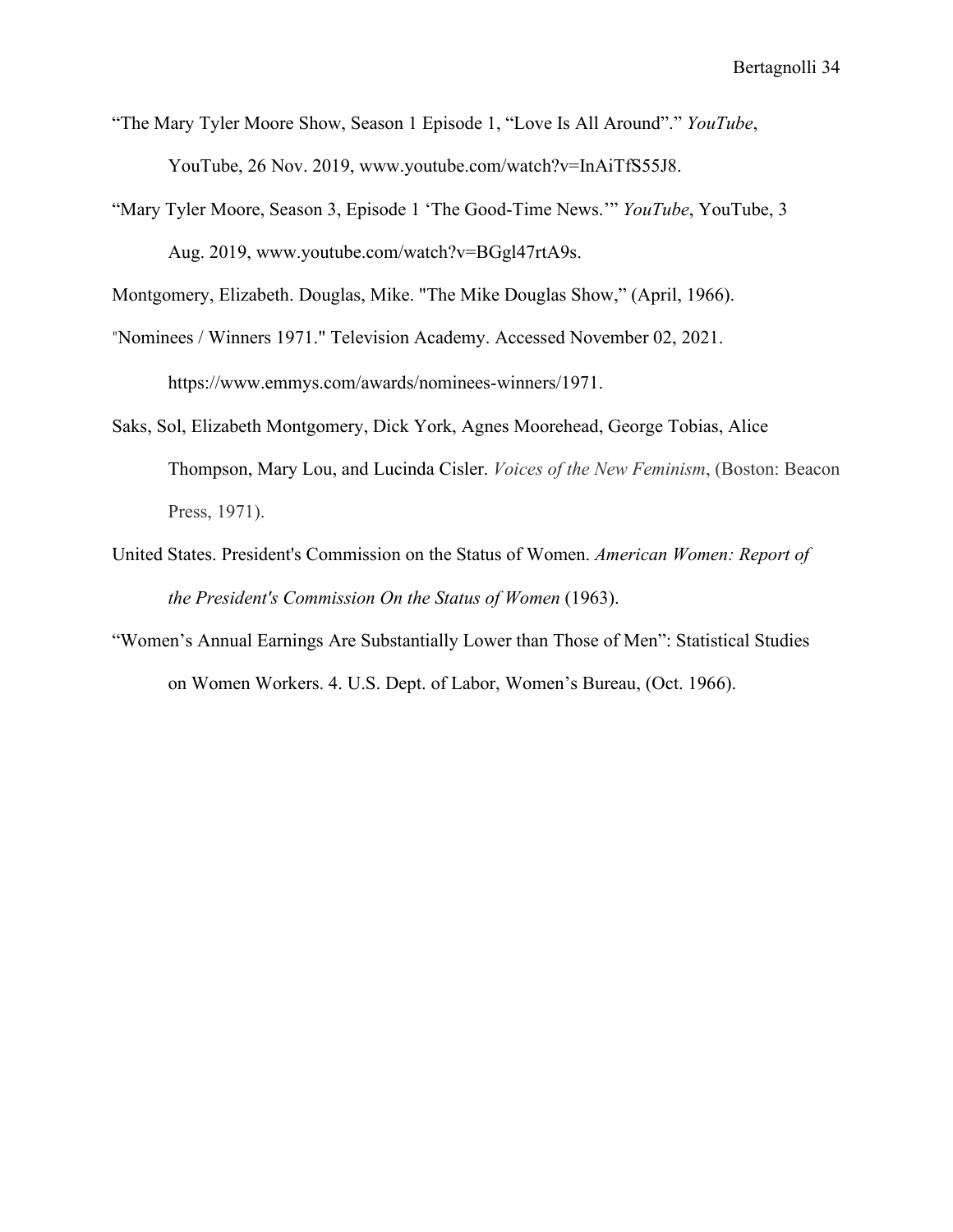"The Mary Tyler Moore Show, Season 1 Episode 1, "Love Is All Around"." *YouTube*, YouTube, 26 Nov. 2019, www.youtube.com/watch?v=InAiTfS55J8.

"Mary Tyler Moore, Season 3, Episode 1 'The Good-Time News.'" *YouTube*, YouTube, 3 Aug. 2019, www.youtube.com/watch?v=BGgl47rtA9s.

Montgomery, Elizabeth. Douglas, Mike. "The Mike Douglas Show," (April, 1966).

"Nominees / Winners 1971." Television Academy. Accessed November 02, 2021. https://www.emmys.com/awards/nominees-winners/1971.

Saks, Sol, Elizabeth Montgomery, Dick York, Agnes Moorehead, George Tobias, Alice Thompson, Mary Lou, and Lucinda Cisler. *Voices of the New Feminism*, (Boston: Beacon Press, 1971).

United States. President's Commission on the Status of Women. *American Women: Report of the President's Commission On the Status of Women* (1963).

"Women's Annual Earnings Are Substantially Lower than Those of Men": Statistical Studies on Women Workers. 4. U.S. Dept. of Labor, Women's Bureau, (Oct. 1966).